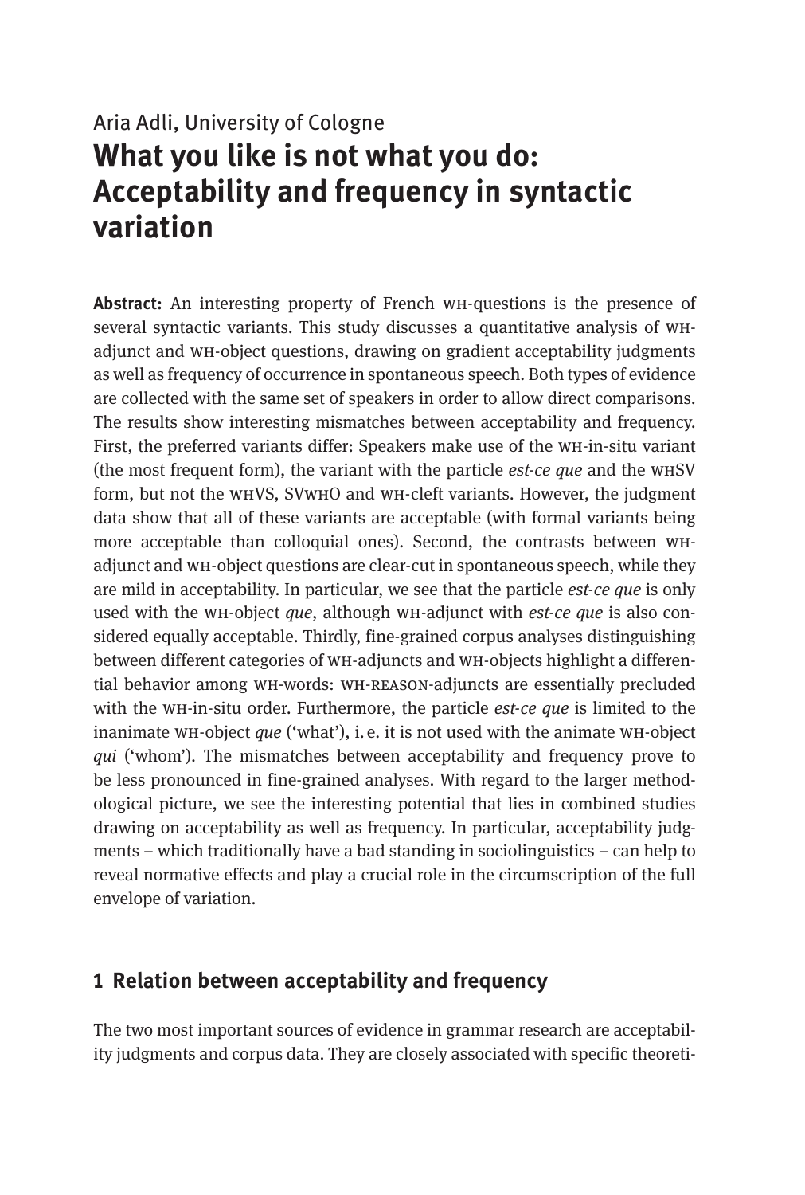Aria Adli, University of Cologne

# What you like is not what you do: Acceptability and frequency in syntactic variation

**Abstract:** An interesting property of French WH-questions is the presence of several syntactic variants. This study discusses a quantitative analysis of WH-adjunct and WH-object questions, drawing on gradient acceptability judgments as well as frequency of occurrence in spontaneous speech. Both types of evidence are collected with the same set of speakers in order to allow direct comparisons. The results show interesting mismatches between acceptability and frequency. First, the preferred variants differ: Speakers make use of the WH-in-situ variant (the most frequent form), the variant with the particle *est-ce que* and the WHSV form, but not the WHVS, SVWHO and WH-cleft variants. However, the judgment data show that all of these variants are acceptable (with formal variants being more acceptable than colloquial ones). Second, the contrasts between WH-adjunct and WH-object questions are clear-cut in spontaneous speech, while they are mild in acceptability. In particular, we see that the particle *est-ce que* is only used with the WH-object *que*, although WH-adjunct with *est-ce que* is also considered equally acceptable. Thirdly, fine-grained corpus analyses distinguishing between different categories of WH-adjuncts and WH-objects highlight a differential behavior among WH-words: WH-REASON-adjuncts are essentially precluded with the WH-in-situ order. Furthermore, the particle *est-ce que* is limited to the inanimate WH-object *que* ('what'), i. e. it is not used with the animate WH-object *qui* ('whom'). The mismatches between acceptability and frequency prove to be less pronounced in fine-grained analyses. With regard to the larger methodological picture, we see the interesting potential that lies in combined studies drawing on acceptability as well as frequency. In particular, acceptability judgments – which traditionally have a bad standing in sociolinguistics – can help to reveal normative effects and play a crucial role in the circumscription of the full envelope of variation.

## 1 Relation between acceptability and frequency

The two most important sources of evidence in grammar research are acceptability judgments and corpus data. They are closely associated with specific theoreti-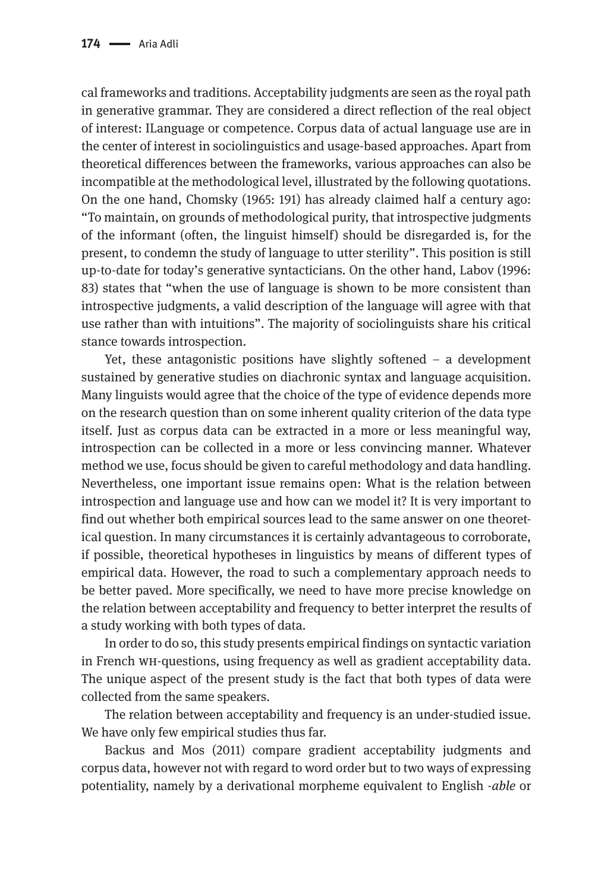cal frameworks and traditions. Acceptability judgments are seen as the royal path in generative grammar. They are considered a direct reflection of the real object of interest: ILanguage or competence. Corpus data of actual language use are in the center of interest in sociolinguistics and usage-based approaches. Apart from theoretical differences between the frameworks, various approaches can also be incompatible at the methodological level, illustrated by the following quotations. On the one hand, Chomsky (1965: 191) has already claimed half a century ago: "To maintain, on grounds of methodological purity, that introspective judgments of the informant (often, the linguist himself) should be disregarded is, for the present, to condemn the study of language to utter sterility". This position is still up-to-date for today's generative syntacticians. On the other hand, Labov (1996: 83) states that "when the use of language is shown to be more consistent than introspective judgments, a valid description of the language will agree with that use rather than with intuitions". The majority of sociolinguists share his critical stance towards introspection.

Yet, these antagonistic positions have slightly softened – a development sustained by generative studies on diachronic syntax and language acquisition. Many linguists would agree that the choice of the type of evidence depends more on the research question than on some inherent quality criterion of the data type itself. Just as corpus data can be extracted in a more or less meaningful way, introspection can be collected in a more or less convincing manner. Whatever method we use, focus should be given to careful methodology and data handling. Nevertheless, one important issue remains open: What is the relation between introspection and language use and how can we model it? It is very important to find out whether both empirical sources lead to the same answer on one theoretical question. In many circumstances it is certainly advantageous to corroborate, if possible, theoretical hypotheses in linguistics by means of different types of empirical data. However, the road to such a complementary approach needs to be better paved. More specifically, we need to have more precise knowledge on the relation between acceptability and frequency to better interpret the results of a study working with both types of data.

In order to do so, this study presents empirical findings on syntactic variation in French WH-questions, using frequency as well as gradient acceptability data. The unique aspect of the present study is the fact that both types of data were collected from the same speakers.

The relation between acceptability and frequency is an under-studied issue. We have only few empirical studies thus far.

Backus and Mos (2011) compare gradient acceptability judgments and corpus data, however not with regard to word order but to two ways of expressing potentiality, namely by a derivational morpheme equivalent to English *-able* or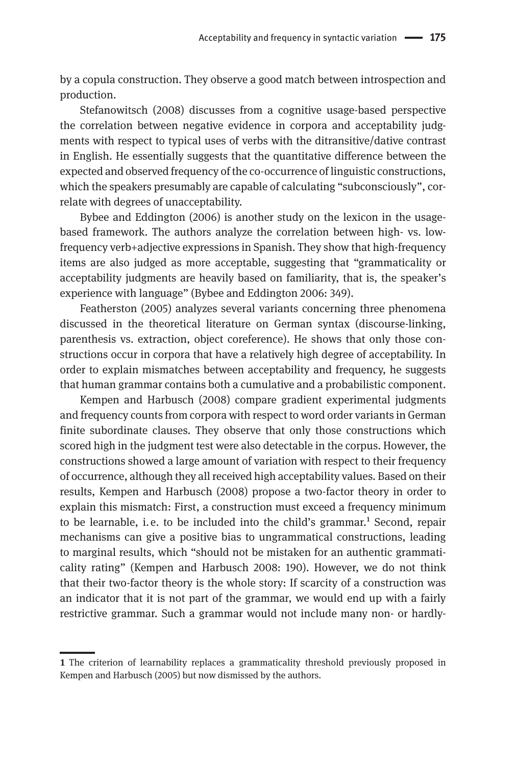by a copula construction. They observe a good match between introspection and production.

Stefanowitsch (2008) discusses from a cognitive usage-based perspective the correlation between negative evidence in corpora and acceptability judgments with respect to typical uses of verbs with the ditransitive/dative contrast in English. He essentially suggests that the quantitative difference between the expected and observed frequency of the co-occurrence of linguistic constructions, which the speakers presumably are capable of calculating "subconsciously", correlate with degrees of unacceptability.

Bybee and Eddington (2006) is another study on the lexicon in the usage-based framework. The authors analyze the correlation between high- vs. low-frequency verb+adjective expressions in Spanish. They show that high-frequency items are also judged as more acceptable, suggesting that "grammaticality or acceptability judgments are heavily based on familiarity, that is, the speaker's experience with language" (Bybee and Eddington 2006: 349).

Featherston (2005) analyzes several variants concerning three phenomena discussed in the theoretical literature on German syntax (discourse-linking, parenthesis vs. extraction, object coreference). He shows that only those constructions occur in corpora that have a relatively high degree of acceptability. In order to explain mismatches between acceptability and frequency, he suggests that human grammar contains both a cumulative and a probabilistic component.

Kempen and Harbusch (2008) compare gradient experimental judgments and frequency counts from corpora with respect to word order variants in German finite subordinate clauses. They observe that only those constructions which scored high in the judgment test were also detectable in the corpus. However, the constructions showed a large amount of variation with respect to their frequency of occurrence, although they all received high acceptability values. Based on their results, Kempen and Harbusch (2008) propose a two-factor theory in order to explain this mismatch: First, a construction must exceed a frequency minimum to be learnable, i. e. to be included into the child's grammar.[1] Second, repair mechanisms can give a positive bias to ungrammatical constructions, leading to marginal results, which "should not be mistaken for an authentic grammaticality rating" (Kempen and Harbusch 2008: 190). However, we do not think that their two-factor theory is the whole story: If scarcity of a construction was an indicator that it is not part of the grammar, we would end up with a fairly restrictive grammar. Such a grammar would not include many non- or hardly-

---

**1** The criterion of learnability replaces a grammaticality threshold previously proposed in Kempen and Harbusch (2005) but now dismissed by the authors.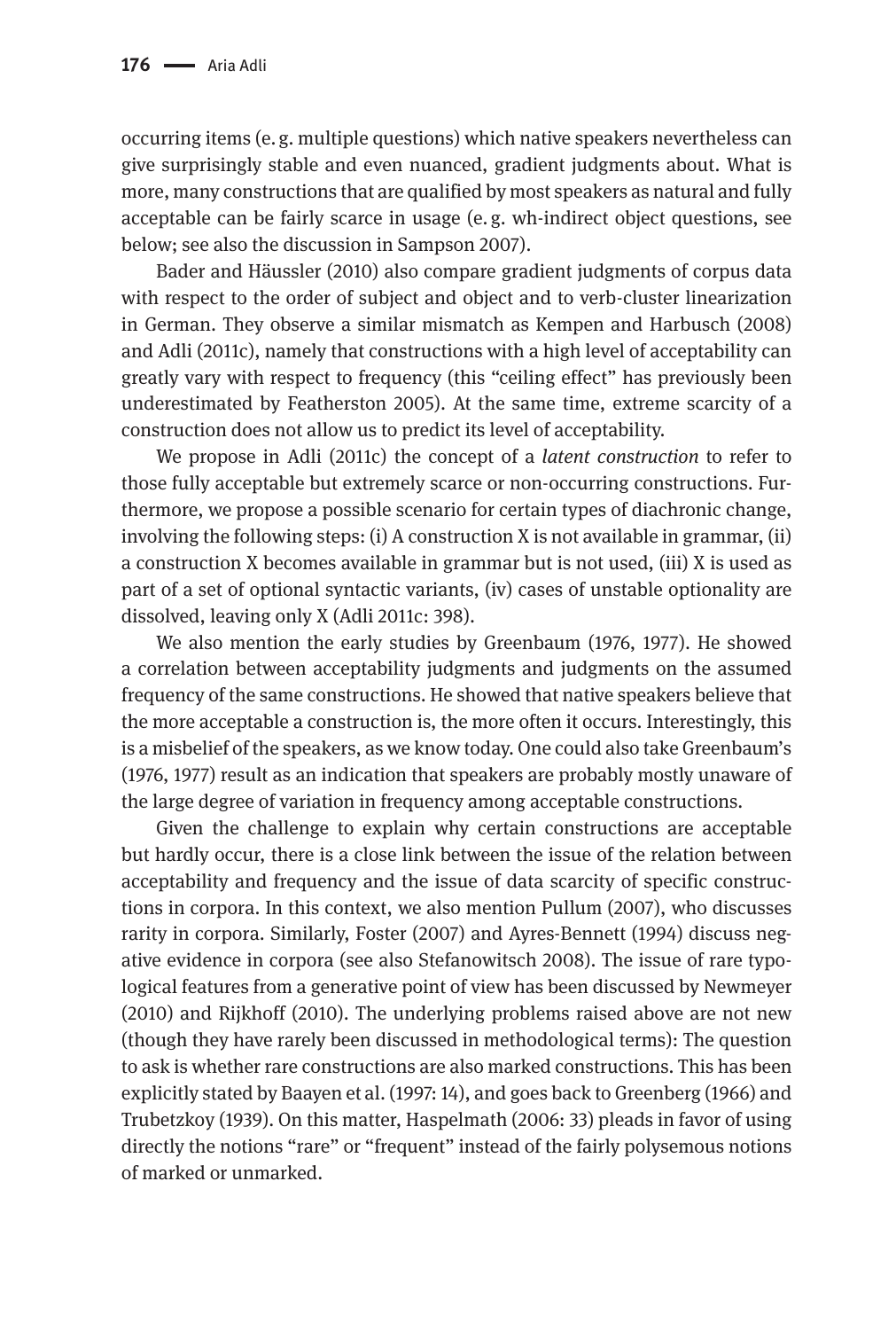occurring items (e. g. multiple questions) which native speakers nevertheless can give surprisingly stable and even nuanced, gradient judgments about. What is more, many constructions that are qualified by most speakers as natural and fully acceptable can be fairly scarce in usage (e. g. wh-indirect object questions, see below; see also the discussion in Sampson 2007).

Bader and Häussler (2010) also compare gradient judgments of corpus data with respect to the order of subject and object and to verb-cluster linearization in German. They observe a similar mismatch as Kempen and Harbusch (2008) and Adli (2011c), namely that constructions with a high level of acceptability can greatly vary with respect to frequency (this "ceiling effect" has previously been underestimated by Featherston 2005). At the same time, extreme scarcity of a construction does not allow us to predict its level of acceptability.

We propose in Adli (2011c) the concept of a *latent construction* to refer to those fully acceptable but extremely scarce or non-occurring constructions. Furthermore, we propose a possible scenario for certain types of diachronic change, involving the following steps: (i) A construction X is not available in grammar, (ii) a construction X becomes available in grammar but is not used, (iii) X is used as part of a set of optional syntactic variants, (iv) cases of unstable optionality are dissolved, leaving only X (Adli 2011c: 398).

We also mention the early studies by Greenbaum (1976, 1977). He showed a correlation between acceptability judgments and judgments on the assumed frequency of the same constructions. He showed that native speakers believe that the more acceptable a construction is, the more often it occurs. Interestingly, this is a misbelief of the speakers, as we know today. One could also take Greenbaum's (1976, 1977) result as an indication that speakers are probably mostly unaware of the large degree of variation in frequency among acceptable constructions.

Given the challenge to explain why certain constructions are acceptable but hardly occur, there is a close link between the issue of the relation between acceptability and frequency and the issue of data scarcity of specific constructions in corpora. In this context, we also mention Pullum (2007), who discusses rarity in corpora. Similarly, Foster (2007) and Ayres-Bennett (1994) discuss negative evidence in corpora (see also Stefanowitsch 2008). The issue of rare typological features from a generative point of view has been discussed by Newmeyer (2010) and Rijkhoff (2010). The underlying problems raised above are not new (though they have rarely been discussed in methodological terms): The question to ask is whether rare constructions are also marked constructions. This has been explicitly stated by Baayen et al. (1997: 14), and goes back to Greenberg (1966) and Trubetzkoy (1939). On this matter, Haspelmath (2006: 33) pleads in favor of using directly the notions "rare" or "frequent" instead of the fairly polysemous notions of marked or unmarked.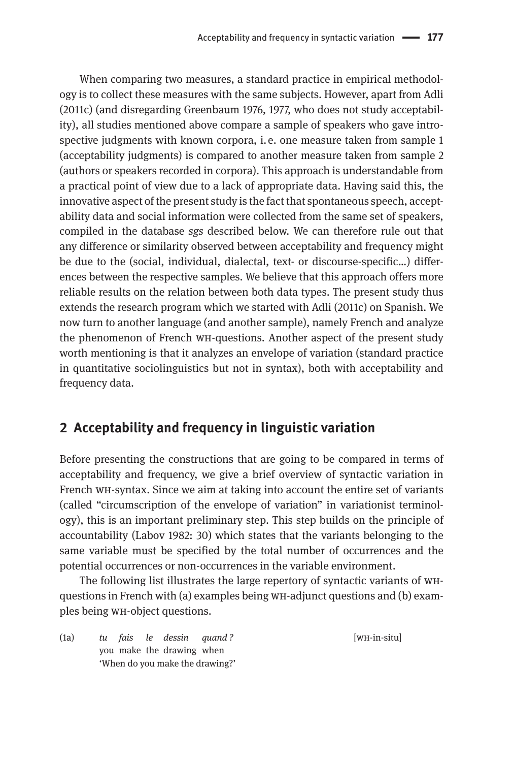When comparing two measures, a standard practice in empirical methodology is to collect these measures with the same subjects. However, apart from Adli (2011c) (and disregarding Greenbaum 1976, 1977, who does not study acceptability), all studies mentioned above compare a sample of speakers who gave introspective judgments with known corpora, i. e. one measure taken from sample 1 (acceptability judgments) is compared to another measure taken from sample 2 (authors or speakers recorded in corpora). This approach is understandable from a practical point of view due to a lack of appropriate data. Having said this, the innovative aspect of the present study is the fact that spontaneous speech, acceptability data and social information were collected from the same set of speakers, compiled in the database *sgs* described below. We can therefore rule out that any difference or similarity observed between acceptability and frequency might be due to the (social, individual, dialectal, text- or discourse-specific…) differences between the respective samples. We believe that this approach offers more reliable results on the relation between both data types. The present study thus extends the research program which we started with Adli (2011c) on Spanish. We now turn to another language (and another sample), namely French and analyze the phenomenon of French WH-questions. Another aspect of the present study worth mentioning is that it analyzes an envelope of variation (standard practice in quantitative sociolinguistics but not in syntax), both with acceptability and frequency data.

## 2 Acceptability and frequency in linguistic variation

Before presenting the constructions that are going to be compared in terms of acceptability and frequency, we give a brief overview of syntactic variation in French WH-syntax. Since we aim at taking into account the entire set of variants (called "circumscription of the envelope of variation" in variationist terminology), this is an important preliminary step. This step builds on the principle of accountability (Labov 1982: 30) which states that the variants belonging to the same variable must be specified by the total number of occurrences and the potential occurrences or non-occurrences in the variable environment.

The following list illustrates the large repertory of syntactic variants of WH-questions in French with (a) examples being WH-adjunct questions and (b) examples being WH-object questions.

(1a) *tu fais le dessin quand ?* [WH-in-situ]
you make the drawing when
'When do you make the drawing?'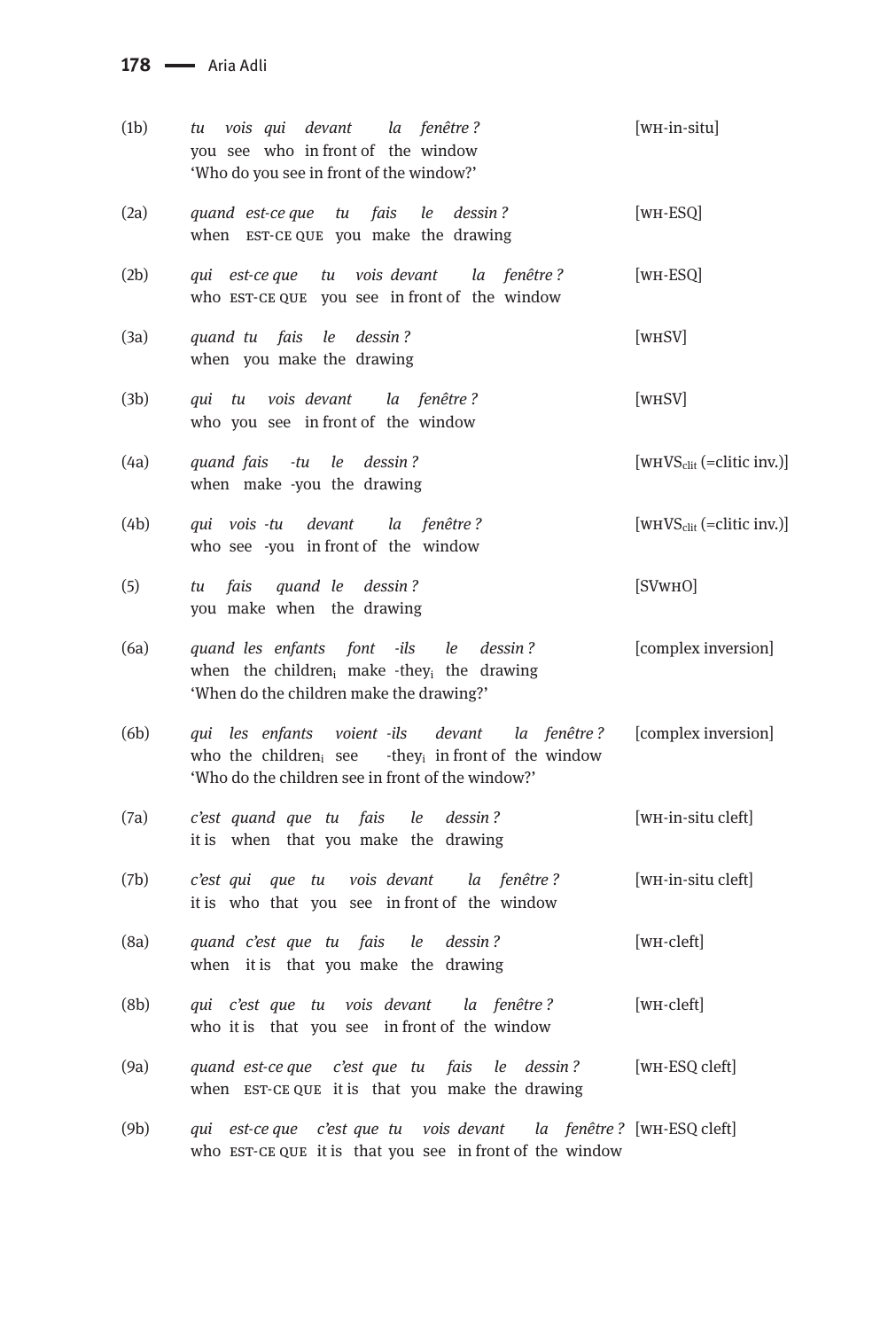| | | |
|---|---|---|
| (1b) | *tu vois qui devant la fenêtre ?*<br>you see who in front of the window<br>'Who do you see in front of the window?' | [WH-in-situ] |
| (2a) | *quand est-ce que tu fais le dessin ?*<br>when EST-CE QUE you make the drawing | [WH-ESQ] |
| (2b) | *qui est-ce que tu vois devant la fenêtre ?*<br>who EST-CE QUE you see in front of the window | [WH-ESQ] |
| (3a) | *quand tu fais le dessin ?*<br>when you make the drawing | [WHSV] |
| (3b) | *qui tu vois devant la fenêtre ?*<br>who you see in front of the window | [WHSV] |
| (4a) | *quand fais -tu le dessin ?*<br>when make -you the drawing | [WHVS$_{clit}$ (=clitic inv.)] |
| (4b) | *qui vois -tu devant la fenêtre ?*<br>who see -you in front of the window | [WHVS$_{clit}$ (=clitic inv.)] |
| (5) | *tu fais quand le dessin ?*<br>you make when the drawing | [SVWHO] |
| (6a) | *quand les enfants font -ils le dessin ?*<br>when the children$_i$ make -they$_i$ the drawing<br>'When do the children make the drawing?' | [complex inversion] |
| (6b) | *qui les enfants voient -ils devant la fenêtre ?*<br>who the children$_i$ see -they$_i$ in front of the window<br>'Who do the children see in front of the window?' | [complex inversion] |
| (7a) | *c'est quand que tu fais le dessin ?*<br>it is when that you make the drawing | [WH-in-situ cleft] |
| (7b) | *c'est qui que tu vois devant la fenêtre ?*<br>it is who that you see in front of the window | [WH-in-situ cleft] |
| (8a) | *quand c'est que tu fais le dessin ?*<br>when it is that you make the drawing | [WH-cleft] |
| (8b) | *qui c'est que tu vois devant la fenêtre ?*<br>who it is that you see in front of the window | [WH-cleft] |
| (9a) | *quand est-ce que c'est que tu fais le dessin ?*<br>when EST-CE QUE it is that you make the drawing | [WH-ESQ cleft] |
| (9b) | *qui est-ce que c'est que tu vois devant la fenêtre ?*<br>who EST-CE QUE it is that you see in front of the window | [WH-ESQ cleft] |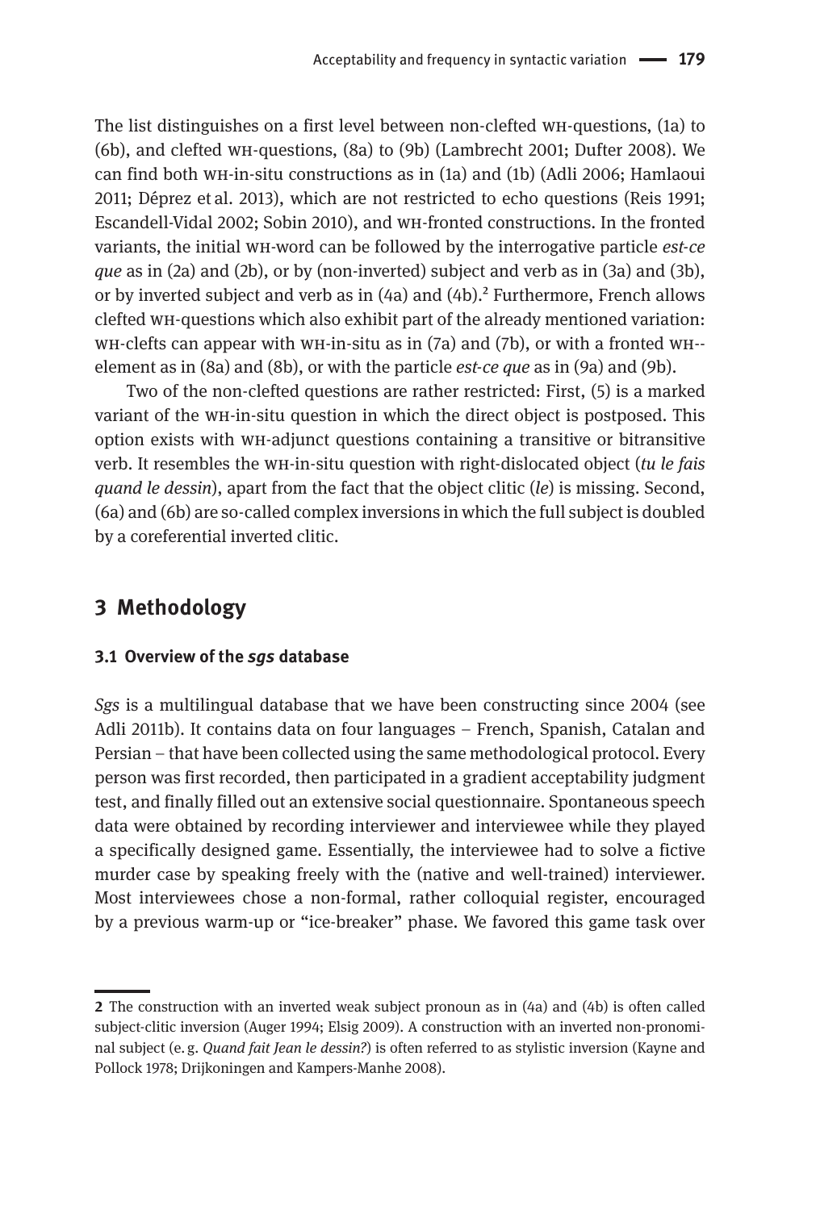The list distinguishes on a first level between non-clefted WH-questions, (1a) to (6b), and clefted WH-questions, (8a) to (9b) (Lambrecht 2001; Dufter 2008). We can find both WH-in-situ constructions as in (1a) and (1b) (Adli 2006; Hamlaoui 2011; Déprez et al. 2013), which are not restricted to echo questions (Reis 1991; Escandell-Vidal 2002; Sobin 2010), and WH-fronted constructions. In the fronted variants, the initial WH-word can be followed by the interrogative particle *est-ce que* as in (2a) and (2b), or by (non-inverted) subject and verb as in (3a) and (3b), or by inverted subject and verb as in (4a) and (4b).[2] Furthermore, French allows clefted WH-questions which also exhibit part of the already mentioned variation: WH-clefts can appear with WH-in-situ as in (7a) and (7b), or with a fronted WH-element as in (8a) and (8b), or with the particle *est-ce que* as in (9a) and (9b).

Two of the non-clefted questions are rather restricted: First, (5) is a marked variant of the WH-in-situ question in which the direct object is postposed. This option exists with WH-adjunct questions containing a transitive or bitransitive verb. It resembles the WH-in-situ question with right-dislocated object (*tu le fais quand le dessin*), apart from the fact that the object clitic (*le*) is missing. Second, (6a) and (6b) are so-called complex inversions in which the full subject is doubled by a coreferential inverted clitic.

## 3 Methodology

### 3.1 Overview of the *sgs* database

*Sgs* is a multilingual database that we have been constructing since 2004 (see Adli 2011b). It contains data on four languages – French, Spanish, Catalan and Persian – that have been collected using the same methodological protocol. Every person was first recorded, then participated in a gradient acceptability judgment test, and finally filled out an extensive social questionnaire. Spontaneous speech data were obtained by recording interviewer and interviewee while they played a specifically designed game. Essentially, the interviewee had to solve a fictive murder case by speaking freely with the (native and well-trained) interviewer. Most interviewees chose a non-formal, rather colloquial register, encouraged by a previous warm-up or "ice-breaker" phase. We favored this game task over

---

[2] The construction with an inverted weak subject pronoun as in (4a) and (4b) is often called subject-clitic inversion (Auger 1994; Elsig 2009). A construction with an inverted non-pronominal subject (e. g. *Quand fait Jean le dessin?*) is often referred to as stylistic inversion (Kayne and Pollock 1978; Drijkoningen and Kampers-Manhe 2008).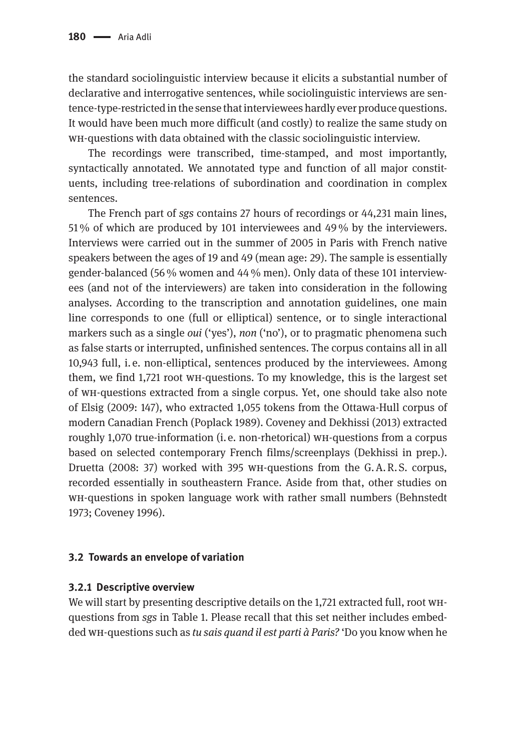the standard sociolinguistic interview because it elicits a substantial number of declarative and interrogative sentences, while sociolinguistic interviews are sentence-type-restricted in the sense that interviewees hardly ever produce questions. It would have been much more difficult (and costly) to realize the same study on WH-questions with data obtained with the classic sociolinguistic interview.

The recordings were transcribed, time-stamped, and most importantly, syntactically annotated. We annotated type and function of all major constituents, including tree-relations of subordination and coordination in complex sentences.

The French part of *sgs* contains 27 hours of recordings or 44,231 main lines, 51 % of which are produced by 101 interviewees and 49 % by the interviewers. Interviews were carried out in the summer of 2005 in Paris with French native speakers between the ages of 19 and 49 (mean age: 29). The sample is essentially gender-balanced (56 % women and 44 % men). Only data of these 101 interviewees (and not of the interviewers) are taken into consideration in the following analyses. According to the transcription and annotation guidelines, one main line corresponds to one (full or elliptical) sentence, or to single interactional markers such as a single *oui* ('yes'), *non* ('no'), or to pragmatic phenomena such as false starts or interrupted, unfinished sentences. The corpus contains all in all 10,943 full, i. e. non-elliptical, sentences produced by the interviewees. Among them, we find 1,721 root WH-questions. To my knowledge, this is the largest set of WH-questions extracted from a single corpus. Yet, one should take also note of Elsig (2009: 147), who extracted 1,055 tokens from the Ottawa-Hull corpus of modern Canadian French (Poplack 1989). Coveney and Dekhissi (2013) extracted roughly 1,070 true-information (i. e. non-rhetorical) WH-questions from a corpus based on selected contemporary French films/screenplays (Dekhissi in prep.). Druetta (2008: 37) worked with 395 WH-questions from the G. A. R. S. corpus, recorded essentially in southeastern France. Aside from that, other studies on WH-questions in spoken language work with rather small numbers (Behnstedt 1973; Coveney 1996).

### 3.2 Towards an envelope of variation

#### 3.2.1 Descriptive overview

We will start by presenting descriptive details on the 1,721 extracted full, root WH-questions from *sgs* in Table 1. Please recall that this set neither includes embedded WH-questions such as *tu sais quand il est parti à Paris?* 'Do you know when he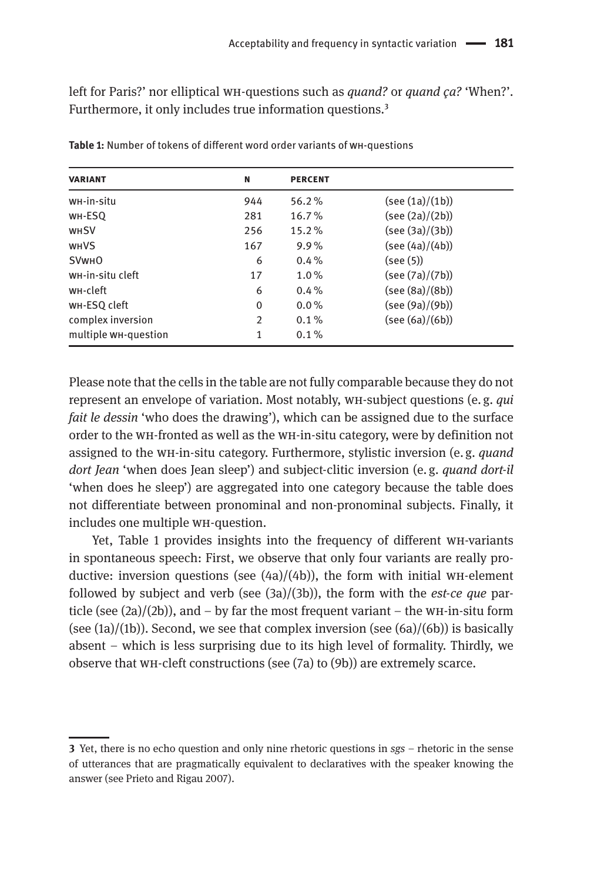left for Paris?' nor elliptical WH-questions such as *quand?* or *quand ça?* 'When?'. Furthermore, it only includes true information questions.[3]

**Table 1:** Number of tokens of different word order variants of WH-questions

| VARIANT | N | PERCENT | |
|---|---|---|---|
| WH-in-situ | 944 | 56.2 % | (see (1a)/(1b)) |
| WH-ESQ | 281 | 16.7 % | (see (2a)/(2b)) |
| WHSV | 256 | 15.2 % | (see (3a)/(3b)) |
| WHVS | 167 | 9.9 % | (see (4a)/(4b)) |
| SVWHO | 6 | 0.4 % | (see (5)) |
| WH-in-situ cleft | 17 | 1.0 % | (see (7a)/(7b)) |
| WH-cleft | 6 | 0.4 % | (see (8a)/(8b)) |
| WH-ESQ cleft | 0 | 0.0 % | (see (9a)/(9b)) |
| complex inversion | 2 | 0.1 % | (see (6a)/(6b)) |
| multiple WH-question | 1 | 0.1 % | |

Please note that the cells in the table are not fully comparable because they do not represent an envelope of variation. Most notably, WH-subject questions (e. g. *qui fait le dessin* 'who does the drawing'), which can be assigned due to the surface order to the WH-fronted as well as the WH-in-situ category, were by definition not assigned to the WH-in-situ category. Furthermore, stylistic inversion (e. g. *quand dort Jean* 'when does Jean sleep') and subject-clitic inversion (e. g. *quand dort-il* 'when does he sleep') are aggregated into one category because the table does not differentiate between pronominal and non-pronominal subjects. Finally, it includes one multiple WH-question.

Yet, Table 1 provides insights into the frequency of different WH-variants in spontaneous speech: First, we observe that only four variants are really productive: inversion questions (see (4a)/(4b)), the form with initial WH-element followed by subject and verb (see (3a)/(3b)), the form with the *est-ce que* particle (see (2a)/(2b)), and – by far the most frequent variant – the WH-in-situ form (see (1a)/(1b)). Second, we see that complex inversion (see (6a)/(6b)) is basically absent – which is less surprising due to its high level of formality. Thirdly, we observe that WH-cleft constructions (see (7a) to (9b)) are extremely scarce.

---

[3] Yet, there is no echo question and only nine rhetoric questions in *sgs* – rhetoric in the sense of utterances that are pragmatically equivalent to declaratives with the speaker knowing the answer (see Prieto and Rigau 2007).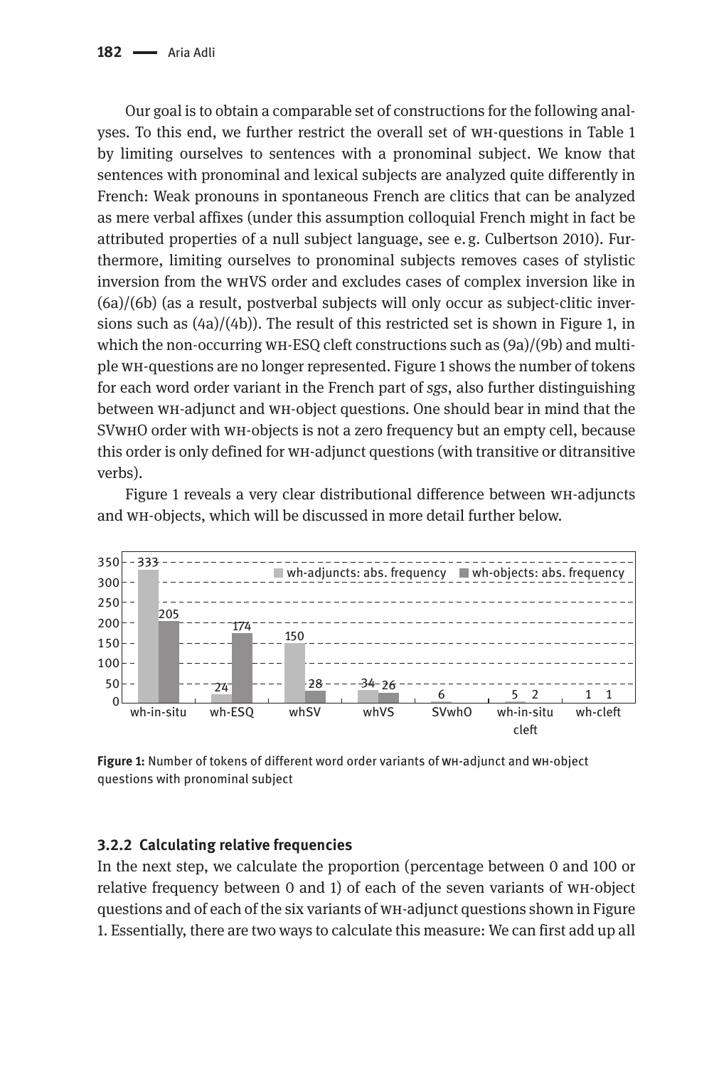Our goal is to obtain a comparable set of constructions for the following analyses. To this end, we further restrict the overall set of WH-questions in Table 1 by limiting ourselves to sentences with a pronominal subject. We know that sentences with pronominal and lexical subjects are analyzed quite differently in French: Weak pronouns in spontaneous French are clitics that can be analyzed as mere verbal affixes (under this assumption colloquial French might in fact be attributed properties of a null subject language, see e. g. Culbertson 2010). Furthermore, limiting ourselves to pronominal subjects removes cases of stylistic inversion from the WHVS order and excludes cases of complex inversion like in (6a)/(6b) (as a result, postverbal subjects will only occur as subject-clitic inversions such as (4a)/(4b)). The result of this restricted set is shown in Figure 1, in which the non-occurring WH-ESQ cleft constructions such as (9a)/(9b) and multiple WH-questions are no longer represented. Figure 1 shows the number of tokens for each word order variant in the French part of *sgs*, also further distinguishing between WH-adjunct and WH-object questions. One should bear in mind that the SVWHO order with WH-objects is not a zero frequency but an empty cell, because this order is only defined for WH-adjunct questions (with transitive or ditransitive verbs).

Figure 1 reveals a very clear distributional difference between WH-adjuncts and WH-objects, which will be discussed in more detail further below.

**Figure 1:** Number of tokens of different word order variants of WH-adjunct and WH-object questions with pronominal subject

### 3.2.2 Calculating relative frequencies

In the next step, we calculate the proportion (percentage between 0 and 100 or relative frequency between 0 and 1) of each of the seven variants of WH-object questions and of each of the six variants of WH-adjunct questions shown in Figure 1. Essentially, there are two ways to calculate this measure: We can first add up all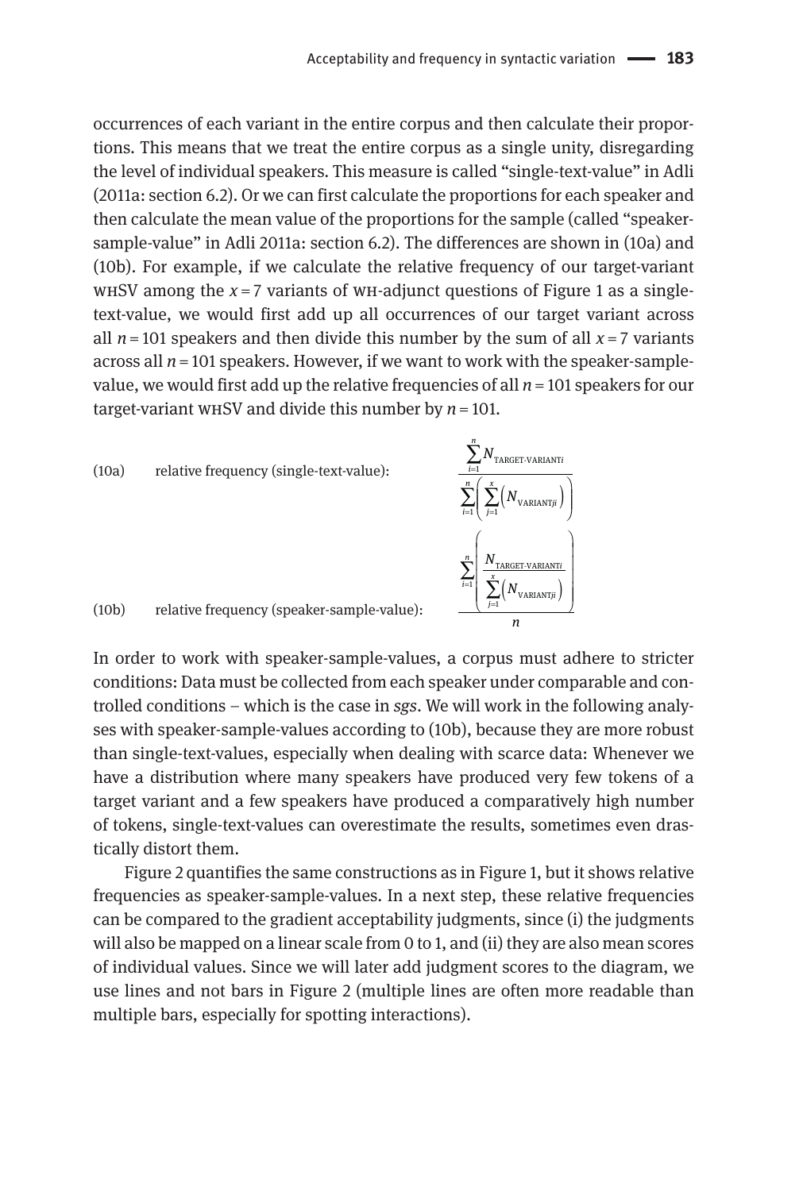occurrences of each variant in the entire corpus and then calculate their proportions. This means that we treat the entire corpus as a single unity, disregarding the level of individual speakers. This measure is called "single-text-value" in Adli (2011a: section 6.2). Or we can first calculate the proportions for each speaker and then calculate the mean value of the proportions for the sample (called "speaker-sample-value" in Adli 2011a: section 6.2). The differences are shown in (10a) and (10b). For example, if we calculate the relative frequency of our target-variant WHSV among the $x = 7$ variants of WH-adjunct questions of Figure 1 as a single-text-value, we would first add up all occurrences of our target variant across all $n = 101$ speakers and then divide this number by the sum of all $x = 7$ variants across all $n = 101$ speakers. However, if we want to work with the speaker-sample-value, we would first add up the relative frequencies of all $n = 101$ speakers for our target-variant WHSV and divide this number by $n = 101$.

(10a) relative frequency (single-text-value):

$$\frac{\sum_{i=1}^{n} N_{\text{TARGET-VARIANT}i}}{\sum_{i=1}^{n}\left(\sum_{j=1}^{x}\left(N_{\text{VARIANT}ji}\right)\right)}$$

(10b) relative frequency (speaker-sample-value):

$$\frac{\sum_{i=1}^{n}\left(\frac{N_{\text{TARGET-VARIANT}i}}{\sum_{j=1}^{x}\left(N_{\text{VARIANT}ji}\right)}\right)}{n}$$

In order to work with speaker-sample-values, a corpus must adhere to stricter conditions: Data must be collected from each speaker under comparable and controlled conditions – which is the case in *sgs*. We will work in the following analyses with speaker-sample-values according to (10b), because they are more robust than single-text-values, especially when dealing with scarce data: Whenever we have a distribution where many speakers have produced very few tokens of a target variant and a few speakers have produced a comparatively high number of tokens, single-text-values can overestimate the results, sometimes even drastically distort them.

Figure 2 quantifies the same constructions as in Figure 1, but it shows relative frequencies as speaker-sample-values. In a next step, these relative frequencies can be compared to the gradient acceptability judgments, since (i) the judgments will also be mapped on a linear scale from 0 to 1, and (ii) they are also mean scores of individual values. Since we will later add judgment scores to the diagram, we use lines and not bars in Figure 2 (multiple lines are often more readable than multiple bars, especially for spotting interactions).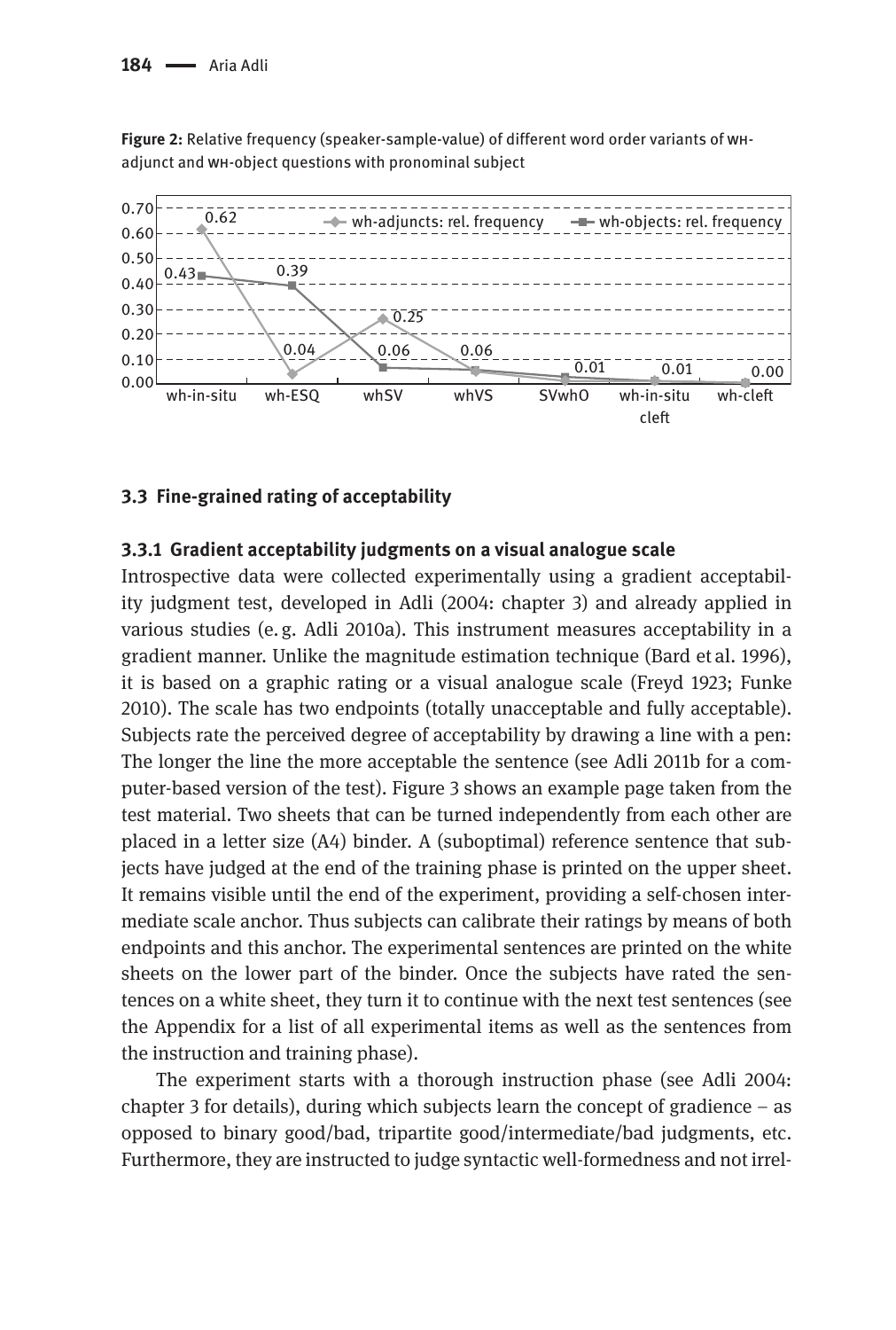**Figure 2:** Relative frequency (speaker-sample-value) of different word order variants of WH-adjunct and WH-object questions with pronominal subject

| | wh-in-situ | wh-ESQ | whSV | whVS | SVwhO | wh-in-situ cleft | wh-cleft |
|---|---|---|---|---|---|---|---|
| wh-adjuncts: rel. frequency | 0.62 | 0.04 | 0.25 | 0.06 | 0.01 | 0.01 | 0.00 |
| wh-objects: rel. frequency | 0.43 | 0.39 | 0.06 | 0.06 | 0.01 | 0.01 | 0.00 |

### 3.3 Fine-grained rating of acceptability

#### 3.3.1 Gradient acceptability judgments on a visual analogue scale

Introspective data were collected experimentally using a gradient acceptability judgment test, developed in Adli (2004: chapter 3) and already applied in various studies (e. g. Adli 2010a). This instrument measures acceptability in a gradient manner. Unlike the magnitude estimation technique (Bard et al. 1996), it is based on a graphic rating or a visual analogue scale (Freyd 1923; Funke 2010). The scale has two endpoints (totally unacceptable and fully acceptable). Subjects rate the perceived degree of acceptability by drawing a line with a pen: The longer the line the more acceptable the sentence (see Adli 2011b for a computer-based version of the test). Figure 3 shows an example page taken from the test material. Two sheets that can be turned independently from each other are placed in a letter size (A4) binder. A (suboptimal) reference sentence that subjects have judged at the end of the training phase is printed on the upper sheet. It remains visible until the end of the experiment, providing a self-chosen intermediate scale anchor. Thus subjects can calibrate their ratings by means of both endpoints and this anchor. The experimental sentences are printed on the white sheets on the lower part of the binder. Once the subjects have rated the sentences on a white sheet, they turn it to continue with the next test sentences (see the Appendix for a list of all experimental items as well as the sentences from the instruction and training phase).

The experiment starts with a thorough instruction phase (see Adli 2004: chapter 3 for details), during which subjects learn the concept of gradience – as opposed to binary good/bad, tripartite good/intermediate/bad judgments, etc. Furthermore, they are instructed to judge syntactic well-formedness and not irrel-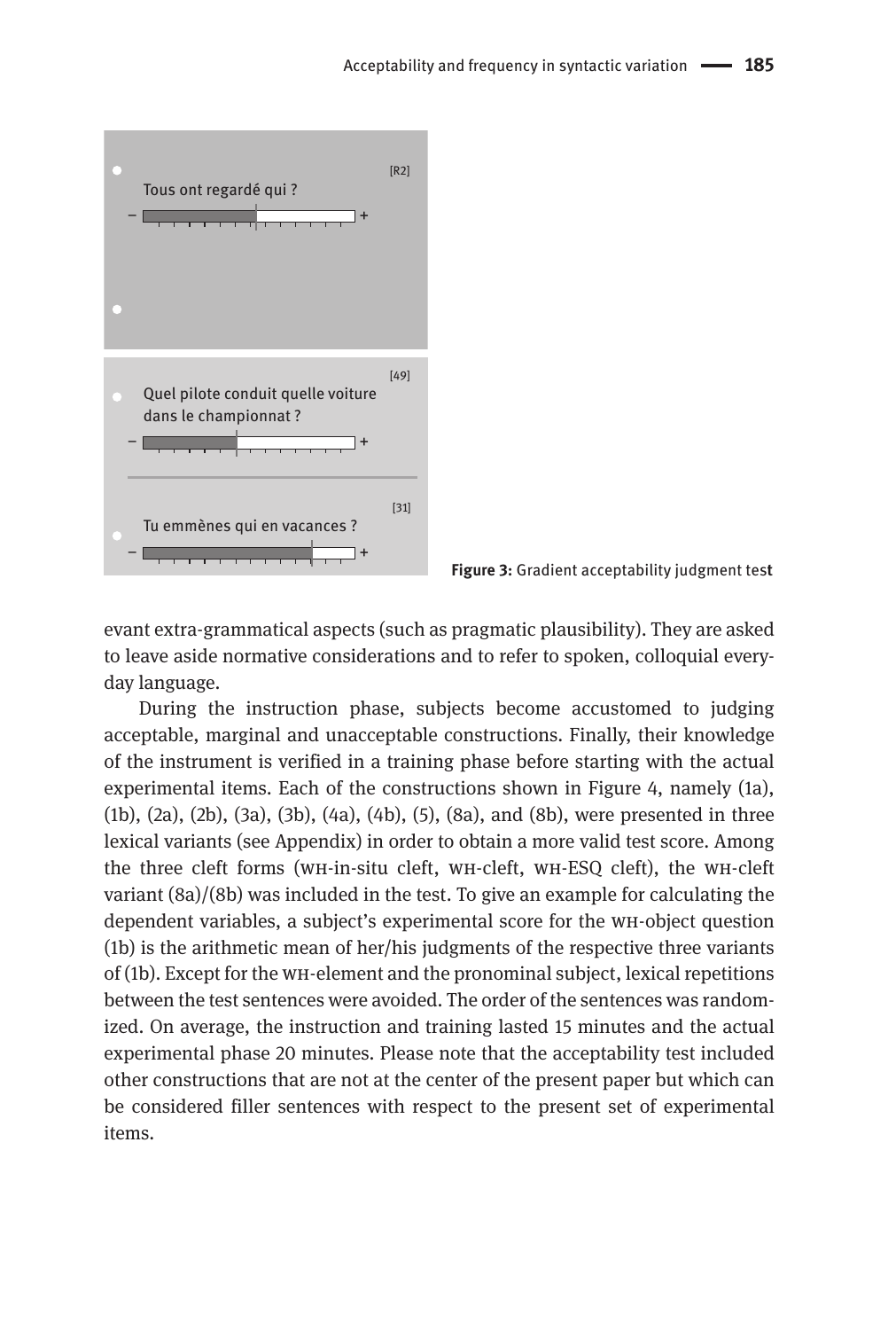[R2]

Tous ont regardé qui ?

[49]

Quel pilote conduit quelle voiture dans le championnat ?

[31]

Tu emmènes qui en vacances ?

**Figure 3:** Gradient acceptability judgment test

evant extra-grammatical aspects (such as pragmatic plausibility). They are asked to leave aside normative considerations and to refer to spoken, colloquial everyday language.

During the instruction phase, subjects become accustomed to judging acceptable, marginal and unacceptable constructions. Finally, their knowledge of the instrument is verified in a training phase before starting with the actual experimental items. Each of the constructions shown in Figure 4, namely (1a), (1b), (2a), (2b), (3a), (3b), (4a), (4b), (5), (8a), and (8b), were presented in three lexical variants (see Appendix) in order to obtain a more valid test score. Among the three cleft forms (WH-in-situ cleft, WH-cleft, WH-ESQ cleft), the WH-cleft variant (8a)/(8b) was included in the test. To give an example for calculating the dependent variables, a subject's experimental score for the WH-object question (1b) is the arithmetic mean of her/his judgments of the respective three variants of (1b). Except for the WH-element and the pronominal subject, lexical repetitions between the test sentences were avoided. The order of the sentences was randomized. On average, the instruction and training lasted 15 minutes and the actual experimental phase 20 minutes. Please note that the acceptability test included other constructions that are not at the center of the present paper but which can be considered filler sentences with respect to the present set of experimental items.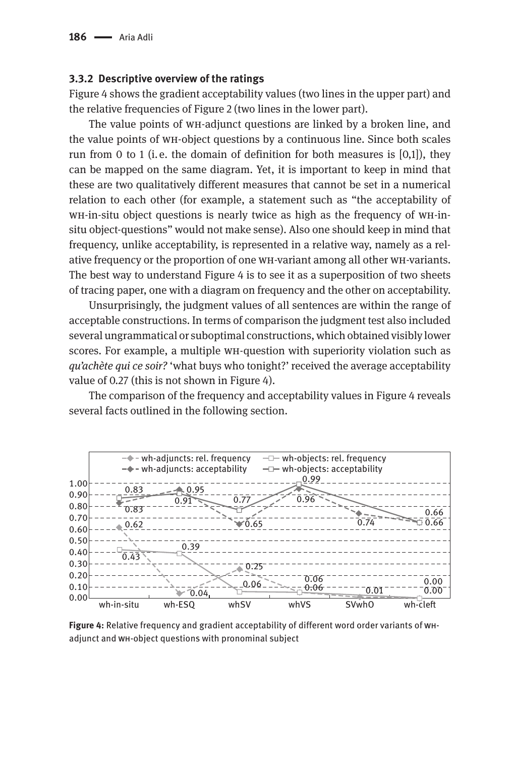### 3.3.2 Descriptive overview of the ratings

Figure 4 shows the gradient acceptability values (two lines in the upper part) and the relative frequencies of Figure 2 (two lines in the lower part).

The value points of WH-adjunct questions are linked by a broken line, and the value points of WH-object questions by a continuous line. Since both scales run from 0 to 1 (i. e. the domain of definition for both measures is [0,1]), they can be mapped on the same diagram. Yet, it is important to keep in mind that these are two qualitatively different measures that cannot be set in a numerical relation to each other (for example, a statement such as "the acceptability of WH-in-situ object questions is nearly twice as high as the frequency of WH-in-situ object-questions" would not make sense). Also one should keep in mind that frequency, unlike acceptability, is represented in a relative way, namely as a relative frequency or the proportion of one WH-variant among all other WH-variants. The best way to understand Figure 4 is to see it as a superposition of two sheets of tracing paper, one with a diagram on frequency and the other on acceptability.

Unsurprisingly, the judgment values of all sentences are within the range of acceptable constructions. In terms of comparison the judgment test also included several ungrammatical or suboptimal constructions, which obtained visibly lower scores. For example, a multiple WH-question with superiority violation such as *qu'achète qui ce soir?* 'what buys who tonight?' received the average acceptability value of 0.27 (this is not shown in Figure 4).

The comparison of the frequency and acceptability values in Figure 4 reveals several facts outlined in the following section.

| | wh-in-situ | wh-ESQ | whSV | whVS | SVwhO | wh-cleft |
|---|---|---|---|---|---|---|
| wh-adjuncts: rel. frequency | 0.62 | 0.04 | 0.25 | 0.06 | 0.01 | 0.00 |
| wh-objects: rel. frequency | 0.43 | 0.39 | 0.06 | 0.06 | | 0.00 |
| wh-adjuncts: acceptability | 0.83 | 0.95 | 0.65 | 0.96 | 0.74 | 0.66 |
| wh-objects: acceptability | 0.83 | 0.91 | 0.77 | 0.99 | | 0.66 |

**Figure 4:** Relative frequency and gradient acceptability of different word order variants of WH-adjunct and WH-object questions with pronominal subject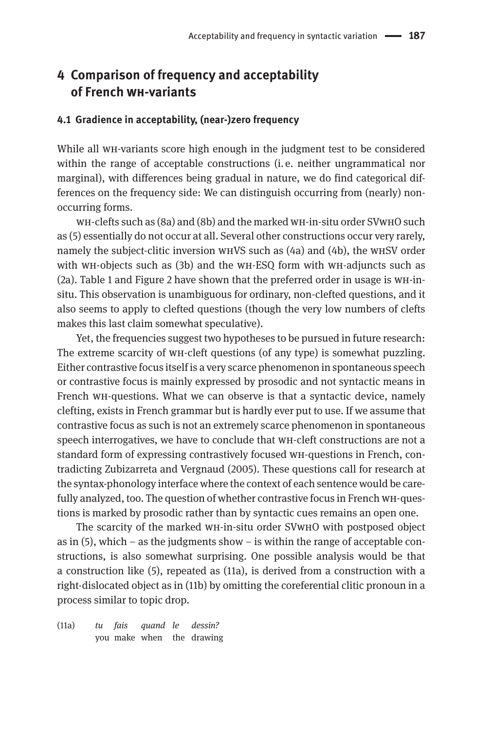## 4 Comparison of frequency and acceptability of French WH-variants

### 4.1 Gradience in acceptability, (near-)zero frequency

While all WH-variants score high enough in the judgment test to be considered within the range of acceptable constructions (i. e. neither ungrammatical nor marginal), with differences being gradual in nature, we do find categorical differences on the frequency side: We can distinguish occurring from (nearly) non-occurring forms.

WH-clefts such as (8a) and (8b) and the marked WH-in-situ order SVWHO such as (5) essentially do not occur at all. Several other constructions occur very rarely, namely the subject-clitic inversion WHVS such as (4a) and (4b), the WHSV order with WH-objects such as (3b) and the WH-ESQ form with WH-adjuncts such as (2a). Table 1 and Figure 2 have shown that the preferred order in usage is WH-in-situ. This observation is unambiguous for ordinary, non-clefted questions, and it also seems to apply to clefted questions (though the very low numbers of clefts makes this last claim somewhat speculative).

Yet, the frequencies suggest two hypotheses to be pursued in future research: The extreme scarcity of WH-cleft questions (of any type) is somewhat puzzling. Either contrastive focus itself is a very scarce phenomenon in spontaneous speech or contrastive focus is mainly expressed by prosodic and not syntactic means in French WH-questions. What we can observe is that a syntactic device, namely clefting, exists in French grammar but is hardly ever put to use. If we assume that contrastive focus as such is not an extremely scarce phenomenon in spontaneous speech interrogatives, we have to conclude that WH-cleft constructions are not a standard form of expressing contrastively focused WH-questions in French, contradicting Zubizarreta and Vergnaud (2005). These questions call for research at the syntax-phonology interface where the context of each sentence would be carefully analyzed, too. The question of whether contrastive focus in French WH-questions is marked by prosodic rather than by syntactic cues remains an open one.

The scarcity of the marked WH-in-situ order SVWHO with postposed object as in (5), which – as the judgments show – is within the range of acceptable constructions, is also somewhat surprising. One possible analysis would be that a construction like (5), repeated as (11a), is derived from a construction with a right-dislocated object as in (11b) by omitting the coreferential clitic pronoun in a process similar to topic drop.

(11a) *tu fais quand le dessin?*
you make when the drawing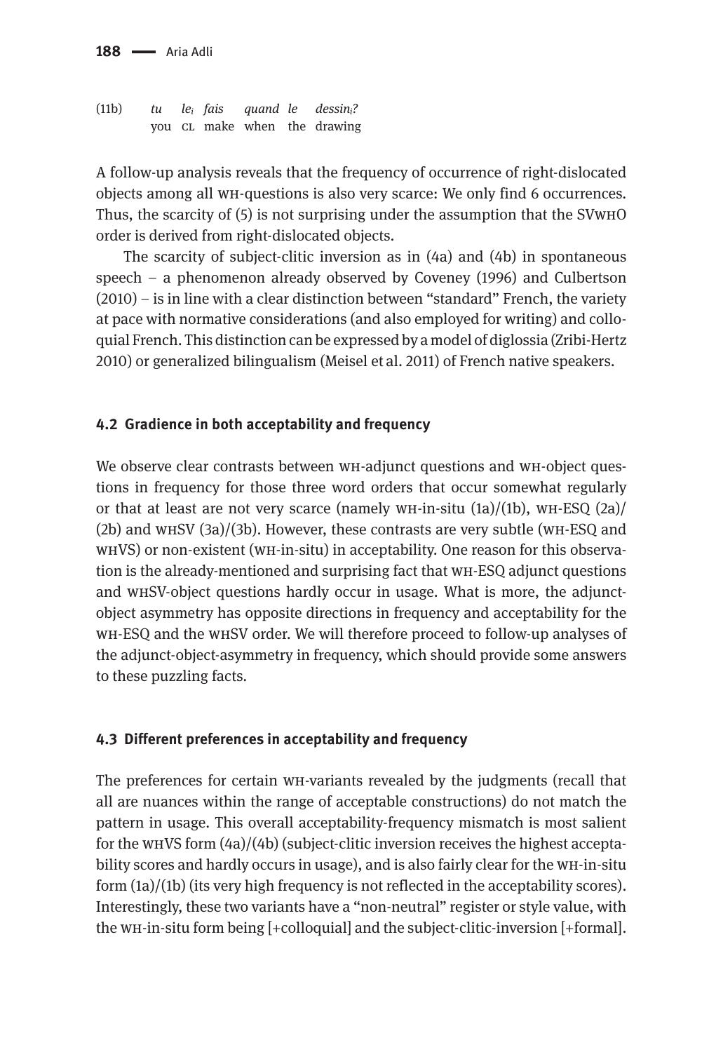(11b) *tu* *le$_i$* *fais* *quand* *le* *dessin$_i$?*
you CL make when the drawing

A follow-up analysis reveals that the frequency of occurrence of right-dislocated objects among all WH-questions is also very scarce: We only find 6 occurrences. Thus, the scarcity of (5) is not surprising under the assumption that the SVWHO order is derived from right-dislocated objects.

The scarcity of subject-clitic inversion as in (4a) and (4b) in spontaneous speech – a phenomenon already observed by Coveney (1996) and Culbertson (2010) – is in line with a clear distinction between "standard" French, the variety at pace with normative considerations (and also employed for writing) and colloquial French. This distinction can be expressed by a model of diglossia (Zribi-Hertz 2010) or generalized bilingualism (Meisel et al. 2011) of French native speakers.

### 4.2 Gradience in both acceptability and frequency

We observe clear contrasts between WH-adjunct questions and WH-object questions in frequency for those three word orders that occur somewhat regularly or that at least are not very scarce (namely WH-in-situ (1a)/(1b), WH-ESQ (2a)/(2b) and WHSV (3a)/(3b). However, these contrasts are very subtle (WH-ESQ and WHVS) or non-existent (WH-in-situ) in acceptability. One reason for this observation is the already-mentioned and surprising fact that WH-ESQ adjunct questions and WHSV-object questions hardly occur in usage. What is more, the adjunct-object asymmetry has opposite directions in frequency and acceptability for the WH-ESQ and the WHSV order. We will therefore proceed to follow-up analyses of the adjunct-object-asymmetry in frequency, which should provide some answers to these puzzling facts.

### 4.3 Different preferences in acceptability and frequency

The preferences for certain WH-variants revealed by the judgments (recall that all are nuances within the range of acceptable constructions) do not match the pattern in usage. This overall acceptability-frequency mismatch is most salient for the WHVS form (4a)/(4b) (subject-clitic inversion receives the highest acceptability scores and hardly occurs in usage), and is also fairly clear for the WH-in-situ form (1a)/(1b) (its very high frequency is not reflected in the acceptability scores). Interestingly, these two variants have a "non-neutral" register or style value, with the WH-in-situ form being [+colloquial] and the subject-clitic-inversion [+formal].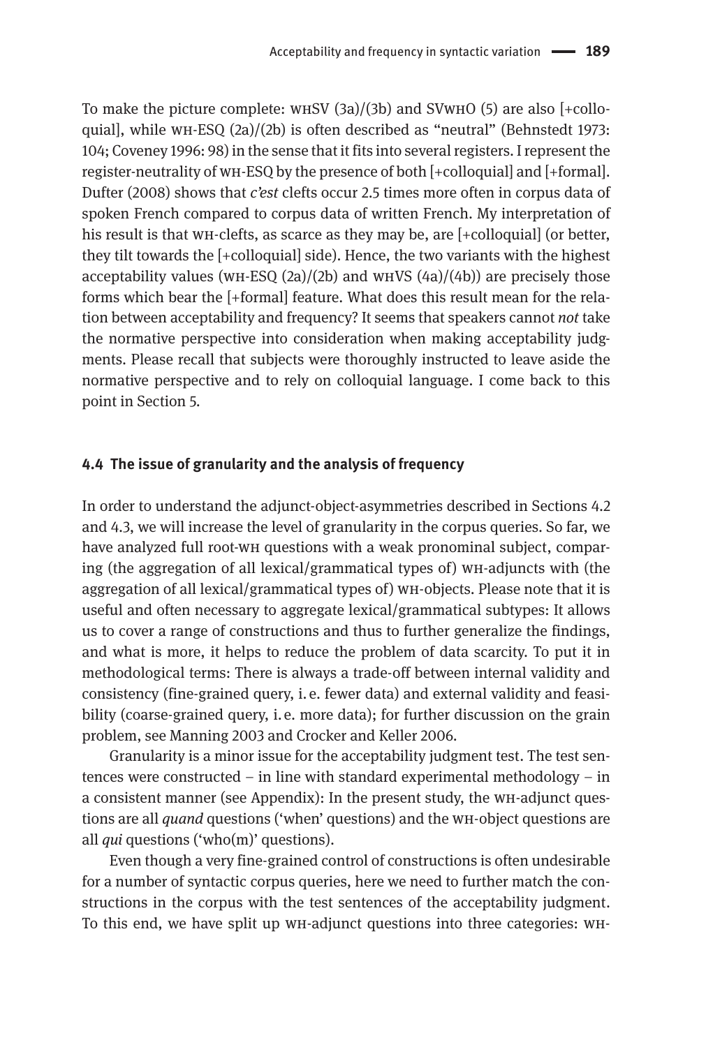To make the picture complete: WHSV (3a)/(3b) and SVWHO (5) are also [+colloquial], while WH-ESQ (2a)/(2b) is often described as "neutral" (Behnstedt 1973: 104; Coveney 1996: 98) in the sense that it fits into several registers. I represent the register-neutrality of WH-ESQ by the presence of both [+colloquial] and [+formal]. Dufter (2008) shows that *c'est* clefts occur 2.5 times more often in corpus data of spoken French compared to corpus data of written French. My interpretation of his result is that WH-clefts, as scarce as they may be, are [+colloquial] (or better, they tilt towards the [+colloquial] side). Hence, the two variants with the highest acceptability values (WH-ESQ (2a)/(2b) and WHVS (4a)/(4b)) are precisely those forms which bear the [+formal] feature. What does this result mean for the relation between acceptability and frequency? It seems that speakers cannot *not* take the normative perspective into consideration when making acceptability judgments. Please recall that subjects were thoroughly instructed to leave aside the normative perspective and to rely on colloquial language. I come back to this point in Section 5.

### 4.4 The issue of granularity and the analysis of frequency

In order to understand the adjunct-object-asymmetries described in Sections 4.2 and 4.3, we will increase the level of granularity in the corpus queries. So far, we have analyzed full root-WH questions with a weak pronominal subject, comparing (the aggregation of all lexical/grammatical types of) WH-adjuncts with (the aggregation of all lexical/grammatical types of) WH-objects. Please note that it is useful and often necessary to aggregate lexical/grammatical subtypes: It allows us to cover a range of constructions and thus to further generalize the findings, and what is more, it helps to reduce the problem of data scarcity. To put it in methodological terms: There is always a trade-off between internal validity and consistency (fine-grained query, i. e. fewer data) and external validity and feasibility (coarse-grained query, i. e. more data); for further discussion on the grain problem, see Manning 2003 and Crocker and Keller 2006.

Granularity is a minor issue for the acceptability judgment test. The test sentences were constructed – in line with standard experimental methodology – in a consistent manner (see Appendix): In the present study, the WH-adjunct questions are all *quand* questions ('when' questions) and the WH-object questions are all *qui* questions ('who(m)' questions).

Even though a very fine-grained control of constructions is often undesirable for a number of syntactic corpus queries, here we need to further match the constructions in the corpus with the test sentences of the acceptability judgment. To this end, we have split up WH-adjunct questions into three categories: WH-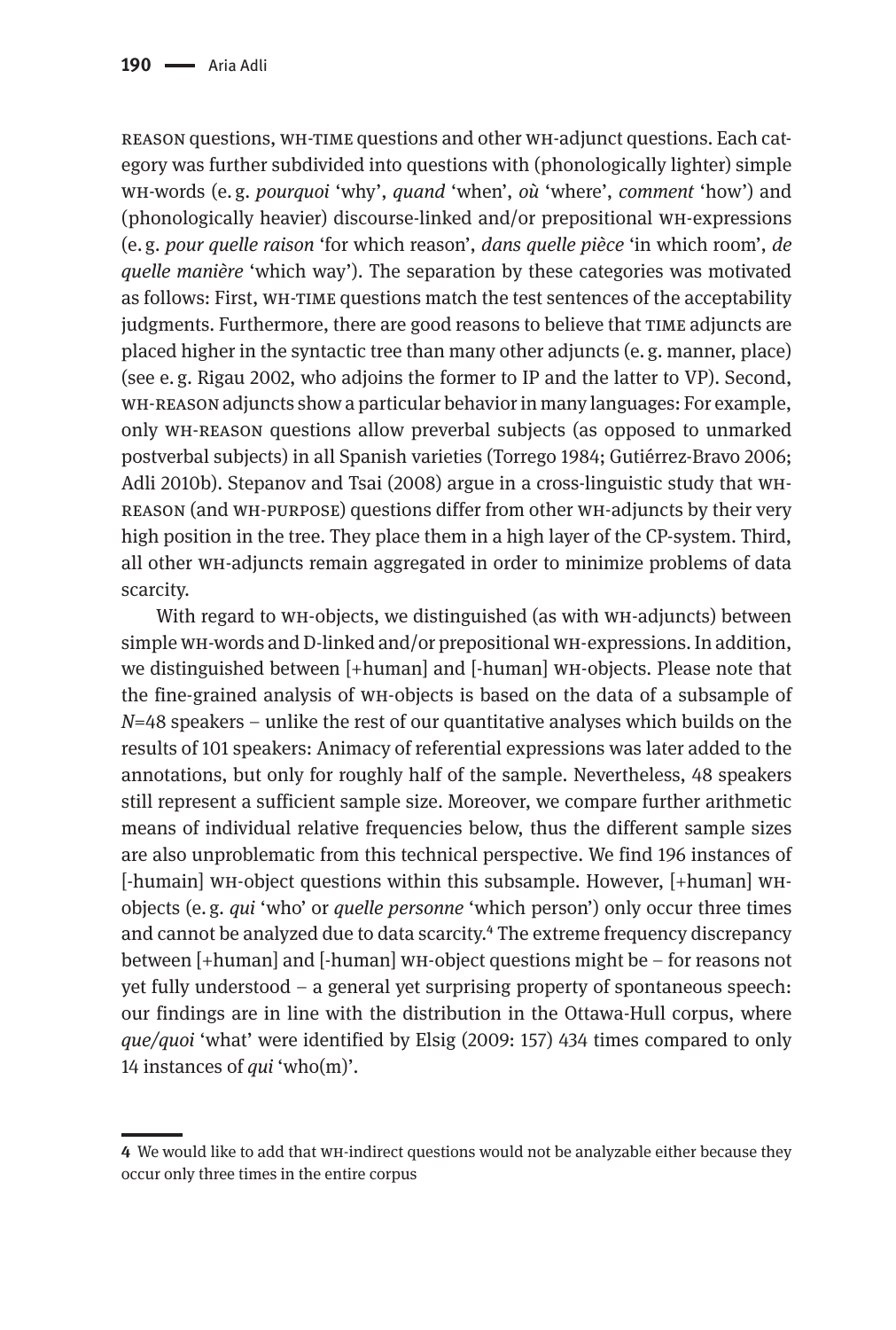REASON questions, WH-TIME questions and other WH-adjunct questions. Each category was further subdivided into questions with (phonologically lighter) simple WH-words (e. g. *pourquoi* 'why', *quand* 'when', *où* 'where', *comment* 'how') and (phonologically heavier) discourse-linked and/or prepositional WH-expressions (e. g. *pour quelle raison* 'for which reason', *dans quelle pièce* 'in which room', *de quelle manière* 'which way'). The separation by these categories was motivated as follows: First, WH-TIME questions match the test sentences of the acceptability judgments. Furthermore, there are good reasons to believe that TIME adjuncts are placed higher in the syntactic tree than many other adjuncts (e. g. manner, place) (see e. g. Rigau 2002, who adjoins the former to IP and the latter to VP). Second, WH-REASON adjuncts show a particular behavior in many languages: For example, only WH-REASON questions allow preverbal subjects (as opposed to unmarked postverbal subjects) in all Spanish varieties (Torrego 1984; Gutiérrez-Bravo 2006; Adli 2010b). Stepanov and Tsai (2008) argue in a cross-linguistic study that WH-REASON (and WH-PURPOSE) questions differ from other WH-adjuncts by their very high position in the tree. They place them in a high layer of the CP-system. Third, all other WH-adjuncts remain aggregated in order to minimize problems of data scarcity.

With regard to WH-objects, we distinguished (as with WH-adjuncts) between simple WH-words and D-linked and/or prepositional WH-expressions. In addition, we distinguished between [+human] and [-human] WH-objects. Please note that the fine-grained analysis of WH-objects is based on the data of a subsample of *N*=48 speakers – unlike the rest of our quantitative analyses which builds on the results of 101 speakers: Animacy of referential expressions was later added to the annotations, but only for roughly half of the sample. Nevertheless, 48 speakers still represent a sufficient sample size. Moreover, we compare further arithmetic means of individual relative frequencies below, thus the different sample sizes are also unproblematic from this technical perspective. We find 196 instances of [-humain] WH-object questions within this subsample. However, [+human] WH-objects (e. g. *qui* 'who' or *quelle personne* 'which person') only occur three times and cannot be analyzed due to data scarcity.[4] The extreme frequency discrepancy between [+human] and [-human] WH-object questions might be – for reasons not yet fully understood – a general yet surprising property of spontaneous speech: our findings are in line with the distribution in the Ottawa-Hull corpus, where *que/quoi* 'what' were identified by Elsig (2009: 157) 434 times compared to only 14 instances of *qui* 'who(m)'.

---

4 We would like to add that WH-indirect questions would not be analyzable either because they occur only three times in the entire corpus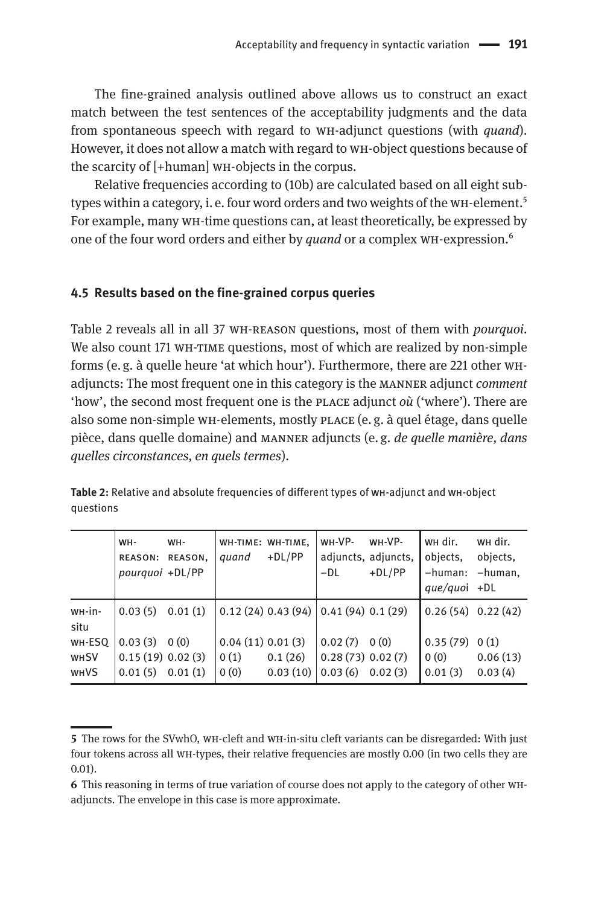The fine-grained analysis outlined above allows us to construct an exact match between the test sentences of the acceptability judgments and the data from spontaneous speech with regard to WH-adjunct questions (with *quand*). However, it does not allow a match with regard to WH-object questions because of the scarcity of [+human] WH-objects in the corpus.

Relative frequencies according to (10b) are calculated based on all eight subtypes within a category, i. e. four word orders and two weights of the WH-element.[5] For example, many WH-time questions can, at least theoretically, be expressed by one of the four word orders and either by *quand* or a complex WH-expression.[6]

### 4.5 Results based on the fine-grained corpus queries

Table 2 reveals all in all 37 WH-REASON questions, most of them with *pourquoi*. We also count 171 WH-TIME questions, most of which are realized by non-simple forms (e. g. à quelle heure 'at which hour'). Furthermore, there are 221 other WH-adjuncts: The most frequent one in this category is the MANNER adjunct *comment* 'how', the second most frequent one is the PLACE adjunct *où* ('where'). There are also some non-simple WH-elements, mostly PLACE (e. g. à quel étage, dans quelle pièce, dans quelle domaine) and MANNER adjuncts (e. g. *de quelle manière, dans quelles circonstances, en quels termes*).

**Table 2:** Relative and absolute frequencies of different types of WH-adjunct and WH-object questions

| | WH-REASON: *pourquoi* | WH-REASON, +DL/PP | WH-TIME: *quand* | WH-TIME, +DL/PP | WH-VP-adjuncts, −DL | WH-VP-adjuncts, +DL/PP | WH dir. objects, −human: *que/quoi* | WH dir. objects, −human, +DL |
|---|---|---|---|---|---|---|---|---|
| WH-in-situ | 0.03 (5) | 0.01 (1) | 0.12 (24) | 0.43 (94) | 0.41 (94) | 0.1 (29) | 0.26 (54) | 0.22 (42) |
| WH-ESQ | 0.03 (3) | 0 (0) | 0.04 (11) | 0.01 (3) | 0.02 (7) | 0 (0) | 0.35 (79) | 0 (1) |
| WHSV | 0.15 (19) | 0.02 (3) | 0 (1) | 0.1 (26) | 0.28 (73) | 0.02 (7) | 0 (0) | 0.06 (13) |
| WHVS | 0.01 (5) | 0.01 (1) | 0 (0) | 0.03 (10) | 0.03 (6) | 0.02 (3) | 0.01 (3) | 0.03 (4) |

---

**5** The rows for the SVwhO, WH-cleft and WH-in-situ cleft variants can be disregarded: With just four tokens across all WH-types, their relative frequencies are mostly 0.00 (in two cells they are 0.01).

**6** This reasoning in terms of true variation of course does not apply to the category of other WH-adjuncts. The envelope in this case is more approximate.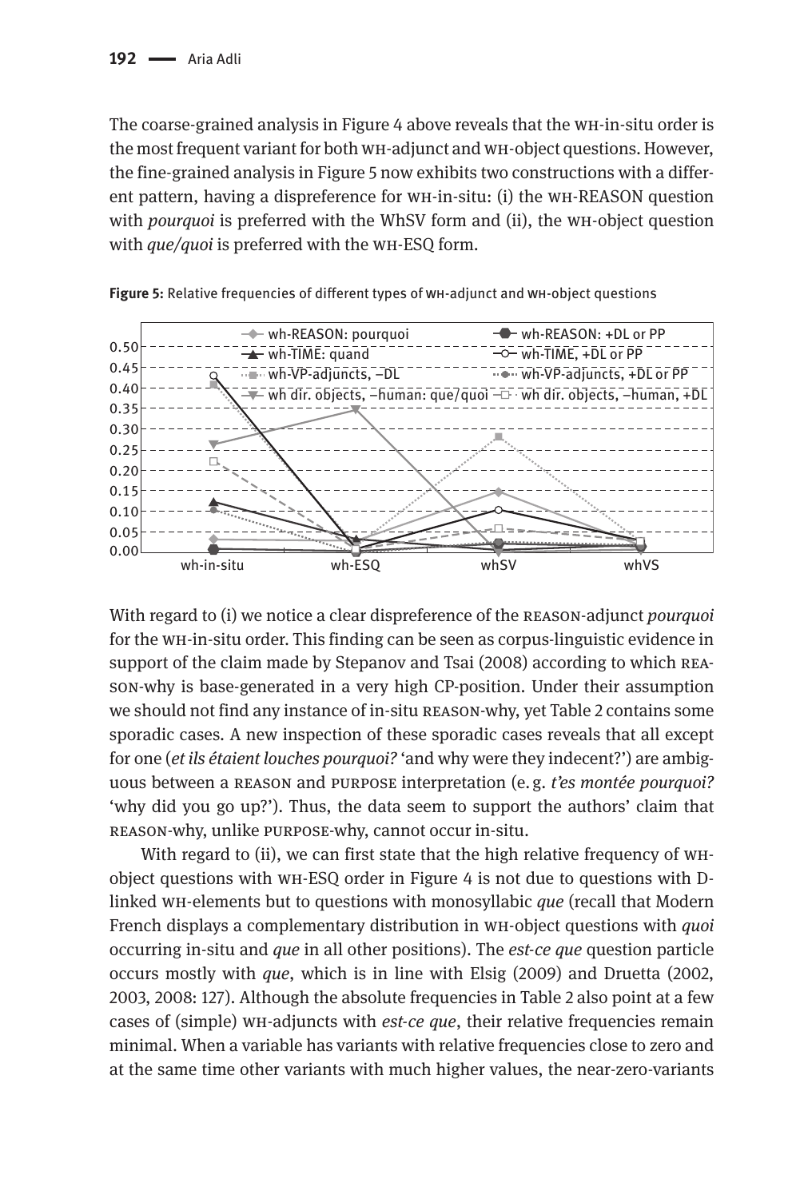The coarse-grained analysis in Figure 4 above reveals that the WH-in-situ order is the most frequent variant for both WH-adjunct and WH-object questions. However, the fine-grained analysis in Figure 5 now exhibits two constructions with a different pattern, having a dispreference for WH-in-situ: (i) the WH-REASON question with *pourquoi* is preferred with the WhSV form and (ii), the WH-object question with *que/quoi* is preferred with the WH-ESQ form.

**Figure 5:** Relative frequencies of different types of WH-adjunct and WH-object questions

With regard to (i) we notice a clear dispreference of the REASON-adjunct *pourquoi* for the WH-in-situ order. This finding can be seen as corpus-linguistic evidence in support of the claim made by Stepanov and Tsai (2008) according to which REASON-why is base-generated in a very high CP-position. Under their assumption we should not find any instance of in-situ REASON-why, yet Table 2 contains some sporadic cases. A new inspection of these sporadic cases reveals that all except for one (*et ils étaient louches pourquoi?* 'and why were they indecent?') are ambiguous between a REASON and PURPOSE interpretation (e. g. *t'es montée pourquoi?* 'why did you go up?'). Thus, the data seem to support the authors' claim that REASON-why, unlike PURPOSE-why, cannot occur in-situ.

With regard to (ii), we can first state that the high relative frequency of WH-object questions with WH-ESQ order in Figure 4 is not due to questions with D-linked WH-elements but to questions with monosyllabic *que* (recall that Modern French displays a complementary distribution in WH-object questions with *quoi* occurring in-situ and *que* in all other positions). The *est-ce que* question particle occurs mostly with *que*, which is in line with Elsig (2009) and Druetta (2002, 2003, 2008: 127). Although the absolute frequencies in Table 2 also point at a few cases of (simple) WH-adjuncts with *est-ce que*, their relative frequencies remain minimal. When a variable has variants with relative frequencies close to zero and at the same time other variants with much higher values, the near-zero-variants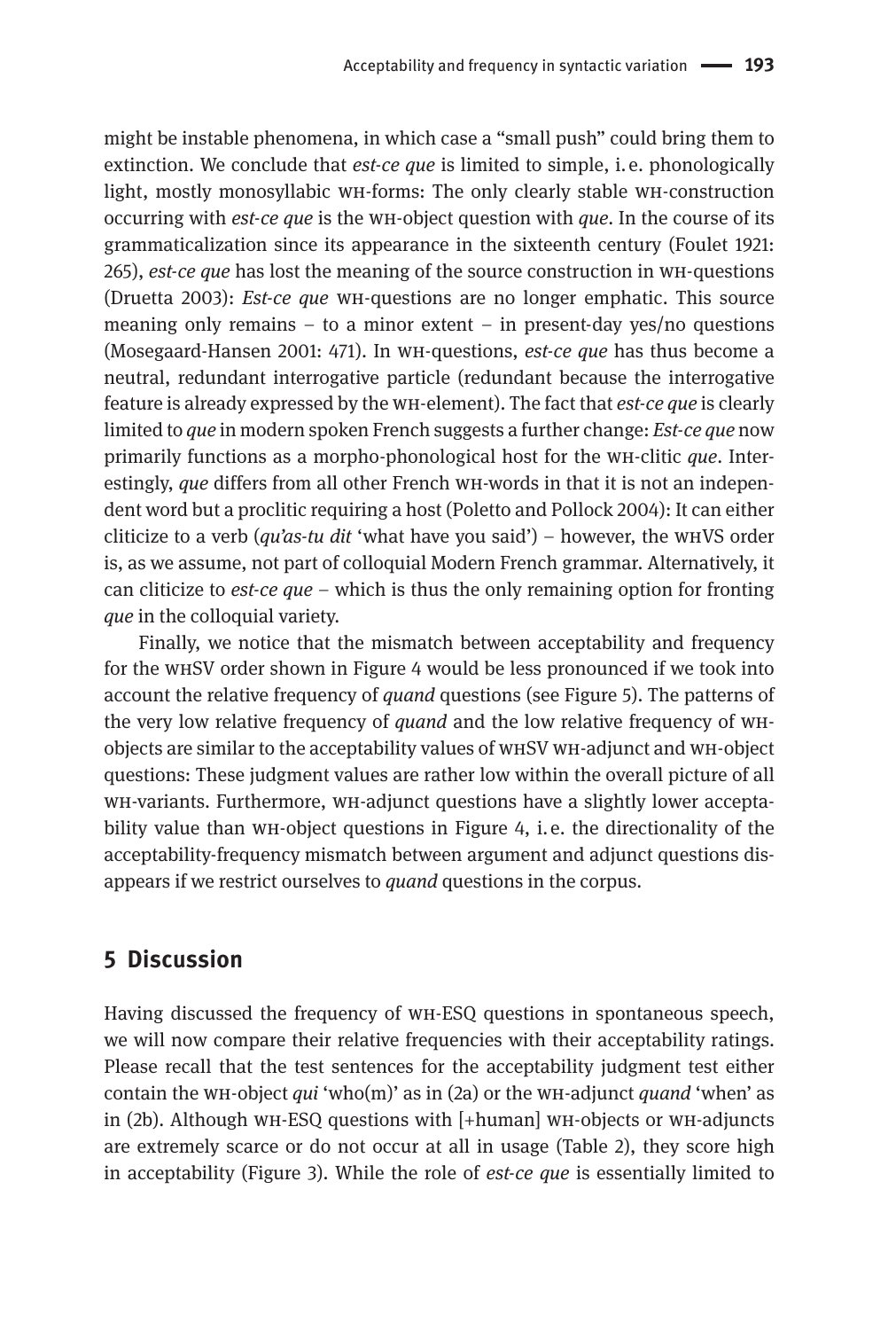might be instable phenomena, in which case a "small push" could bring them to extinction. We conclude that *est-ce que* is limited to simple, i. e. phonologically light, mostly monosyllabic WH-forms: The only clearly stable WH-construction occurring with *est-ce que* is the WH-object question with *que*. In the course of its grammaticalization since its appearance in the sixteenth century (Foulet 1921: 265), *est-ce que* has lost the meaning of the source construction in WH-questions (Druetta 2003): *Est-ce que* WH-questions are no longer emphatic. This source meaning only remains – to a minor extent – in present-day yes/no questions (Mosegaard-Hansen 2001: 471). In WH-questions, *est-ce que* has thus become a neutral, redundant interrogative particle (redundant because the interrogative feature is already expressed by the WH-element). The fact that *est-ce que* is clearly limited to *que* in modern spoken French suggests a further change: *Est-ce que* now primarily functions as a morpho-phonological host for the WH-clitic *que*. Interestingly, *que* differs from all other French WH-words in that it is not an independent word but a proclitic requiring a host (Poletto and Pollock 2004): It can either cliticize to a verb (*qu'as-tu dit* 'what have you said') – however, the WHVS order is, as we assume, not part of colloquial Modern French grammar. Alternatively, it can cliticize to *est-ce que* – which is thus the only remaining option for fronting *que* in the colloquial variety.

Finally, we notice that the mismatch between acceptability and frequency for the WHSV order shown in Figure 4 would be less pronounced if we took into account the relative frequency of *quand* questions (see Figure 5). The patterns of the very low relative frequency of *quand* and the low relative frequency of WH-objects are similar to the acceptability values of WHSV WH-adjunct and WH-object questions: These judgment values are rather low within the overall picture of all WH-variants. Furthermore, WH-adjunct questions have a slightly lower acceptability value than WH-object questions in Figure 4, i. e. the directionality of the acceptability-frequency mismatch between argument and adjunct questions disappears if we restrict ourselves to *quand* questions in the corpus.

## 5 Discussion

Having discussed the frequency of WH-ESQ questions in spontaneous speech, we will now compare their relative frequencies with their acceptability ratings. Please recall that the test sentences for the acceptability judgment test either contain the WH-object *qui* 'who(m)' as in (2a) or the WH-adjunct *quand* 'when' as in (2b). Although WH-ESQ questions with [+human] WH-objects or WH-adjuncts are extremely scarce or do not occur at all in usage (Table 2), they score high in acceptability (Figure 3). While the role of *est-ce que* is essentially limited to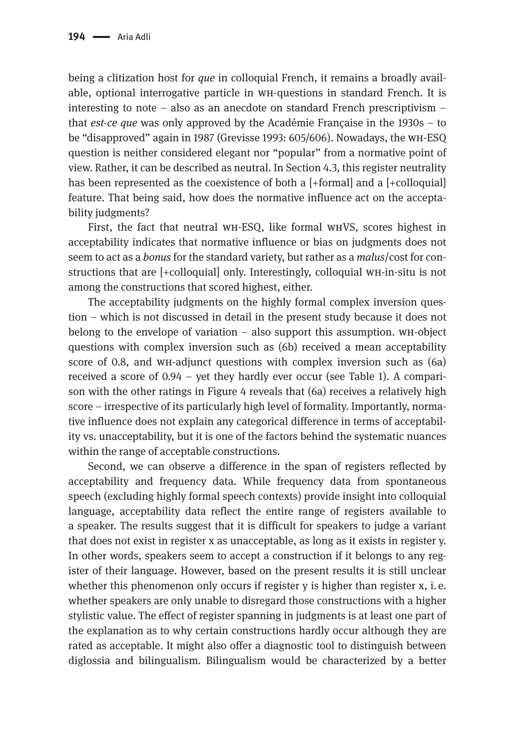being a clitization host for *que* in colloquial French, it remains a broadly available, optional interrogative particle in WH-questions in standard French. It is interesting to note – also as an anecdote on standard French prescriptivism – that *est-ce que* was only approved by the Académie Française in the 1930s – to be "disapproved" again in 1987 (Grevisse 1993: 605/606). Nowadays, the WH-ESQ question is neither considered elegant nor "popular" from a normative point of view. Rather, it can be described as neutral. In Section 4.3, this register neutrality has been represented as the coexistence of both a [+formal] and a [+colloquial] feature. That being said, how does the normative influence act on the acceptability judgments?

First, the fact that neutral WH-ESQ, like formal WHVS, scores highest in acceptability indicates that normative influence or bias on judgments does not seem to act as a *bonus* for the standard variety, but rather as a *malus*/cost for constructions that are [+colloquial] only. Interestingly, colloquial WH-in-situ is not among the constructions that scored highest, either.

The acceptability judgments on the highly formal complex inversion question – which is not discussed in detail in the present study because it does not belong to the envelope of variation – also support this assumption. WH-object questions with complex inversion such as (6b) received a mean acceptability score of 0.8, and WH-adjunct questions with complex inversion such as (6a) received a score of 0.94 – yet they hardly ever occur (see Table 1). A comparison with the other ratings in Figure 4 reveals that (6a) receives a relatively high score – irrespective of its particularly high level of formality. Importantly, normative influence does not explain any categorical difference in terms of acceptability vs. unacceptability, but it is one of the factors behind the systematic nuances within the range of acceptable constructions.

Second, we can observe a difference in the span of registers reflected by acceptability and frequency data. While frequency data from spontaneous speech (excluding highly formal speech contexts) provide insight into colloquial language, acceptability data reflect the entire range of registers available to a speaker. The results suggest that it is difficult for speakers to judge a variant that does not exist in register x as unacceptable, as long as it exists in register y. In other words, speakers seem to accept a construction if it belongs to any register of their language. However, based on the present results it is still unclear whether this phenomenon only occurs if register y is higher than register x, i. e. whether speakers are only unable to disregard those constructions with a higher stylistic value. The effect of register spanning in judgments is at least one part of the explanation as to why certain constructions hardly occur although they are rated as acceptable. It might also offer a diagnostic tool to distinguish between diglossia and bilingualism. Bilingualism would be characterized by a better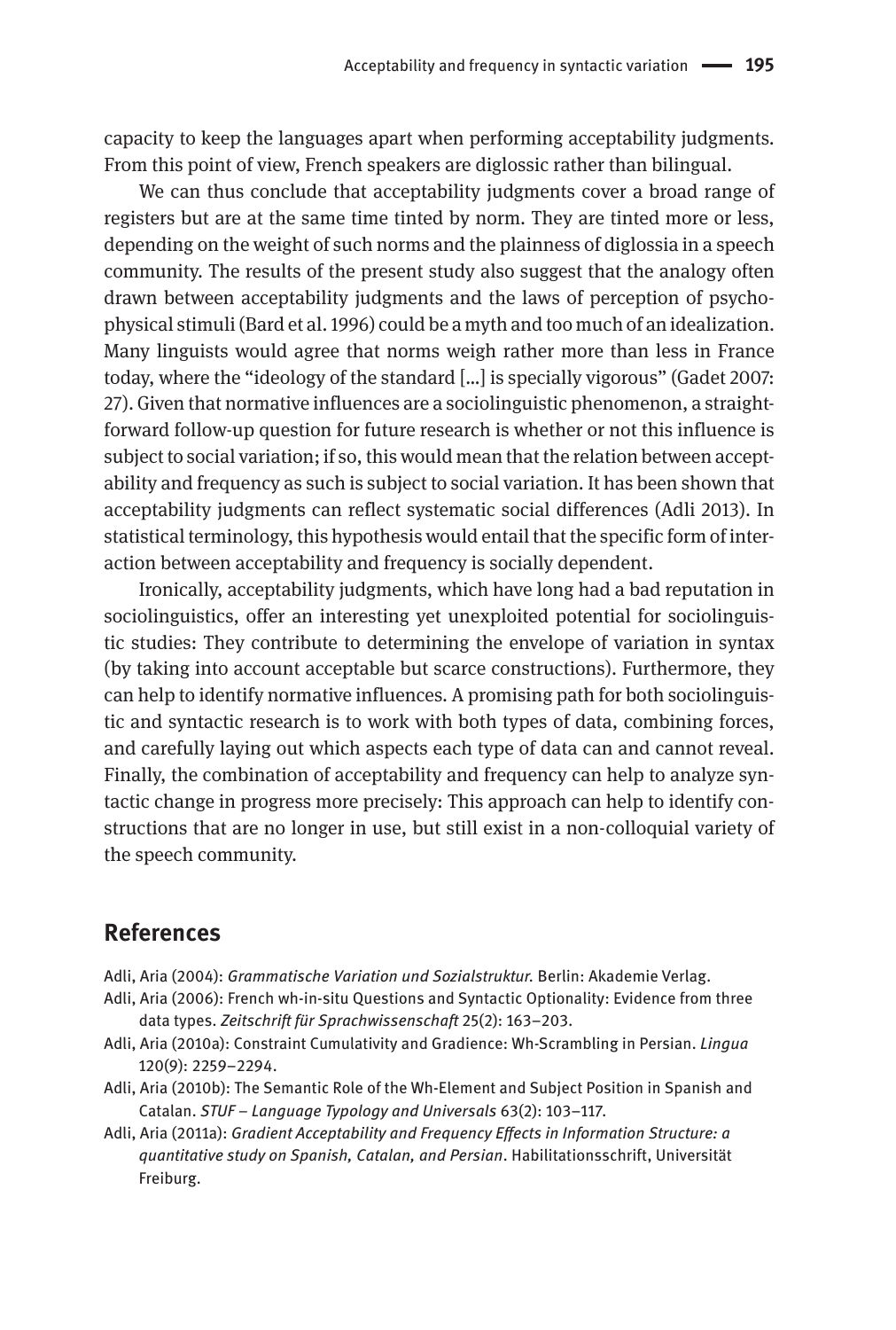capacity to keep the languages apart when performing acceptability judgments. From this point of view, French speakers are diglossic rather than bilingual.

We can thus conclude that acceptability judgments cover a broad range of registers but are at the same time tinted by norm. They are tinted more or less, depending on the weight of such norms and the plainness of diglossia in a speech community. The results of the present study also suggest that the analogy often drawn between acceptability judgments and the laws of perception of psychophysical stimuli (Bard et al. 1996) could be a myth and too much of an idealization. Many linguists would agree that norms weigh rather more than less in France today, where the "ideology of the standard […] is specially vigorous" (Gadet 2007: 27). Given that normative influences are a sociolinguistic phenomenon, a straightforward follow-up question for future research is whether or not this influence is subject to social variation; if so, this would mean that the relation between acceptability and frequency as such is subject to social variation. It has been shown that acceptability judgments can reflect systematic social differences (Adli 2013). In statistical terminology, this hypothesis would entail that the specific form of interaction between acceptability and frequency is socially dependent.

Ironically, acceptability judgments, which have long had a bad reputation in sociolinguistics, offer an interesting yet unexploited potential for sociolinguistic studies: They contribute to determining the envelope of variation in syntax (by taking into account acceptable but scarce constructions). Furthermore, they can help to identify normative influences. A promising path for both sociolinguistic and syntactic research is to work with both types of data, combining forces, and carefully laying out which aspects each type of data can and cannot reveal. Finally, the combination of acceptability and frequency can help to analyze syntactic change in progress more precisely: This approach can help to identify constructions that are no longer in use, but still exist in a non-colloquial variety of the speech community.

## References

Adli, Aria (2004): *Grammatische Variation und Sozialstruktur.* Berlin: Akademie Verlag.

Adli, Aria (2006): French wh-in-situ Questions and Syntactic Optionality: Evidence from three data types. *Zeitschrift für Sprachwissenschaft* 25(2): 163–203.

Adli, Aria (2010a): Constraint Cumulativity and Gradience: Wh-Scrambling in Persian. *Lingua* 120(9): 2259–2294.

Adli, Aria (2010b): The Semantic Role of the Wh-Element and Subject Position in Spanish and Catalan. *STUF – Language Typology and Universals* 63(2): 103–117.

Adli, Aria (2011a): *Gradient Acceptability and Frequency Effects in Information Structure: a quantitative study on Spanish, Catalan, and Persian*. Habilitationsschrift, Universität Freiburg.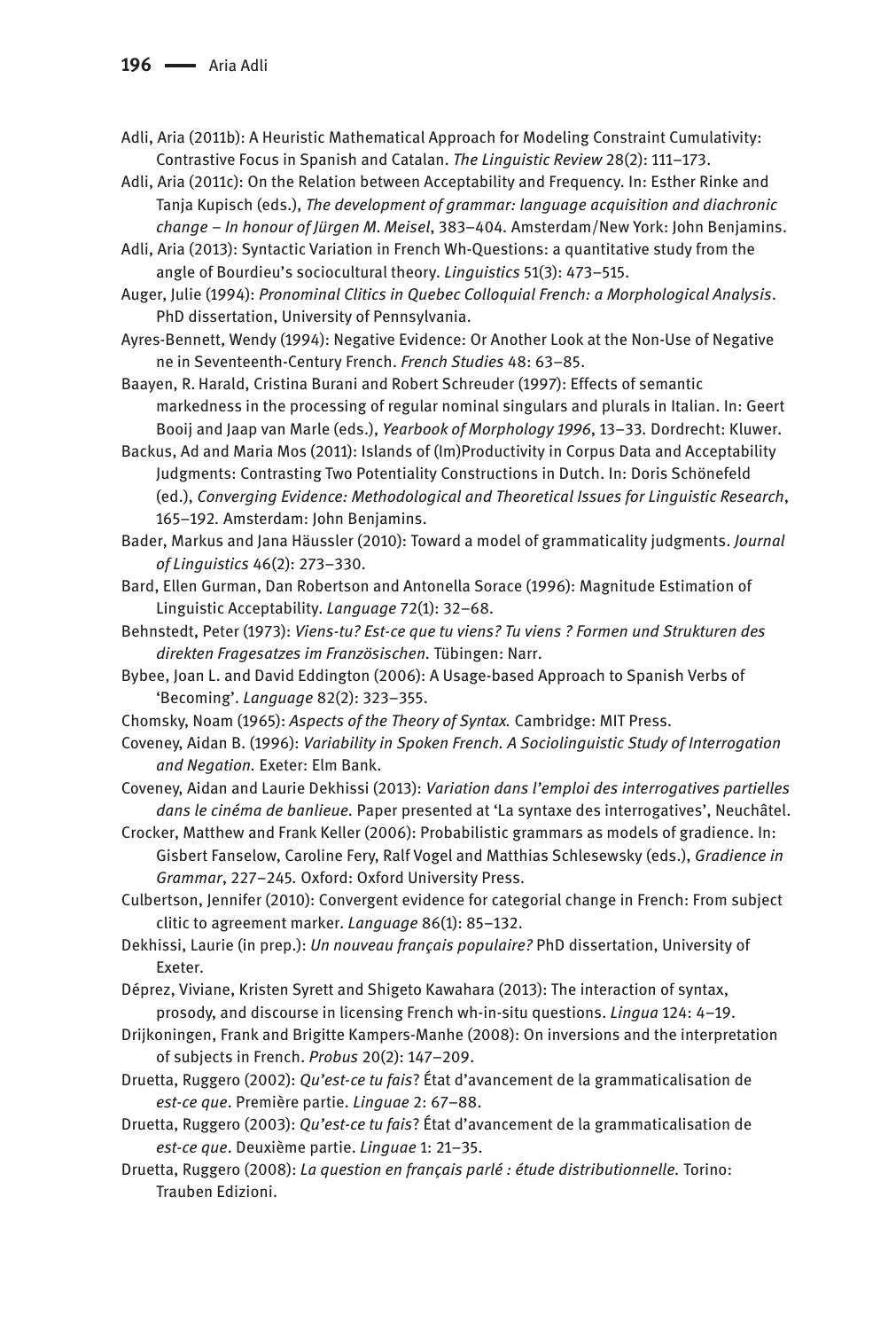Adli, Aria (2011b): A Heuristic Mathematical Approach for Modeling Constraint Cumulativity: Contrastive Focus in Spanish and Catalan. *The Linguistic Review* 28(2): 111–173.

Adli, Aria (2011c): On the Relation between Acceptability and Frequency. In: Esther Rinke and Tanja Kupisch (eds.), *The development of grammar: language acquisition and diachronic change – In honour of Jürgen M. Meisel*, 383–404. Amsterdam/New York: John Benjamins.

Adli, Aria (2013): Syntactic Variation in French Wh-Questions: a quantitative study from the angle of Bourdieu's sociocultural theory. *Linguistics* 51(3): 473–515.

Auger, Julie (1994): *Pronominal Clitics in Quebec Colloquial French: a Morphological Analysis*. PhD dissertation, University of Pennsylvania.

Ayres-Bennett, Wendy (1994): Negative Evidence: Or Another Look at the Non-Use of Negative ne in Seventeenth-Century French. *French Studies* 48: 63–85.

Baayen, R. Harald, Cristina Burani and Robert Schreuder (1997): Effects of semantic markedness in the processing of regular nominal singulars and plurals in Italian. In: Geert Booij and Jaap van Marle (eds.), *Yearbook of Morphology 1996*, 13–33. Dordrecht: Kluwer.

Backus, Ad and Maria Mos (2011): Islands of (Im)Productivity in Corpus Data and Acceptability Judgments: Contrasting Two Potentiality Constructions in Dutch. In: Doris Schönefeld (ed.), *Converging Evidence: Methodological and Theoretical Issues for Linguistic Research*, 165–192. Amsterdam: John Benjamins.

Bader, Markus and Jana Häussler (2010): Toward a model of grammaticality judgments. *Journal of Linguistics* 46(2): 273–330.

Bard, Ellen Gurman, Dan Robertson and Antonella Sorace (1996): Magnitude Estimation of Linguistic Acceptability. *Language* 72(1): 32–68.

Behnstedt, Peter (1973): *Viens-tu? Est-ce que tu viens? Tu viens ? Formen und Strukturen des direkten Fragesatzes im Französischen.* Tübingen: Narr.

Bybee, Joan L. and David Eddington (2006): A Usage-based Approach to Spanish Verbs of 'Becoming'. *Language* 82(2): 323–355.

Chomsky, Noam (1965): *Aspects of the Theory of Syntax.* Cambridge: MIT Press.

Coveney, Aidan B. (1996): *Variability in Spoken French. A Sociolinguistic Study of Interrogation and Negation.* Exeter: Elm Bank.

Coveney, Aidan and Laurie Dekhissi (2013): *Variation dans l'emploi des interrogatives partielles dans le cinéma de banlieue.* Paper presented at 'La syntaxe des interrogatives', Neuchâtel.

Crocker, Matthew and Frank Keller (2006): Probabilistic grammars as models of gradience. In: Gisbert Fanselow, Caroline Fery, Ralf Vogel and Matthias Schlesewsky (eds.), *Gradience in Grammar*, 227–245. Oxford: Oxford University Press.

Culbertson, Jennifer (2010): Convergent evidence for categorial change in French: From subject clitic to agreement marker. *Language* 86(1): 85–132.

Dekhissi, Laurie (in prep.): *Un nouveau français populaire?* PhD dissertation, University of Exeter.

Déprez, Viviane, Kristen Syrett and Shigeto Kawahara (2013): The interaction of syntax, prosody, and discourse in licensing French wh-in-situ questions. *Lingua* 124: 4–19.

Drijkoningen, Frank and Brigitte Kampers-Manhe (2008): On inversions and the interpretation of subjects in French. *Probus* 20(2): 147–209.

Druetta, Ruggero (2002): *Qu'est-ce tu fais*? État d'avancement de la grammaticalisation de *est-ce que*. Première partie. *Linguae* 2: 67–88.

Druetta, Ruggero (2003): *Qu'est-ce tu fais*? État d'avancement de la grammaticalisation de *est-ce que*. Deuxième partie. *Linguae* 1: 21–35.

Druetta, Ruggero (2008): *La question en français parlé : étude distributionnelle.* Torino: Trauben Edizioni.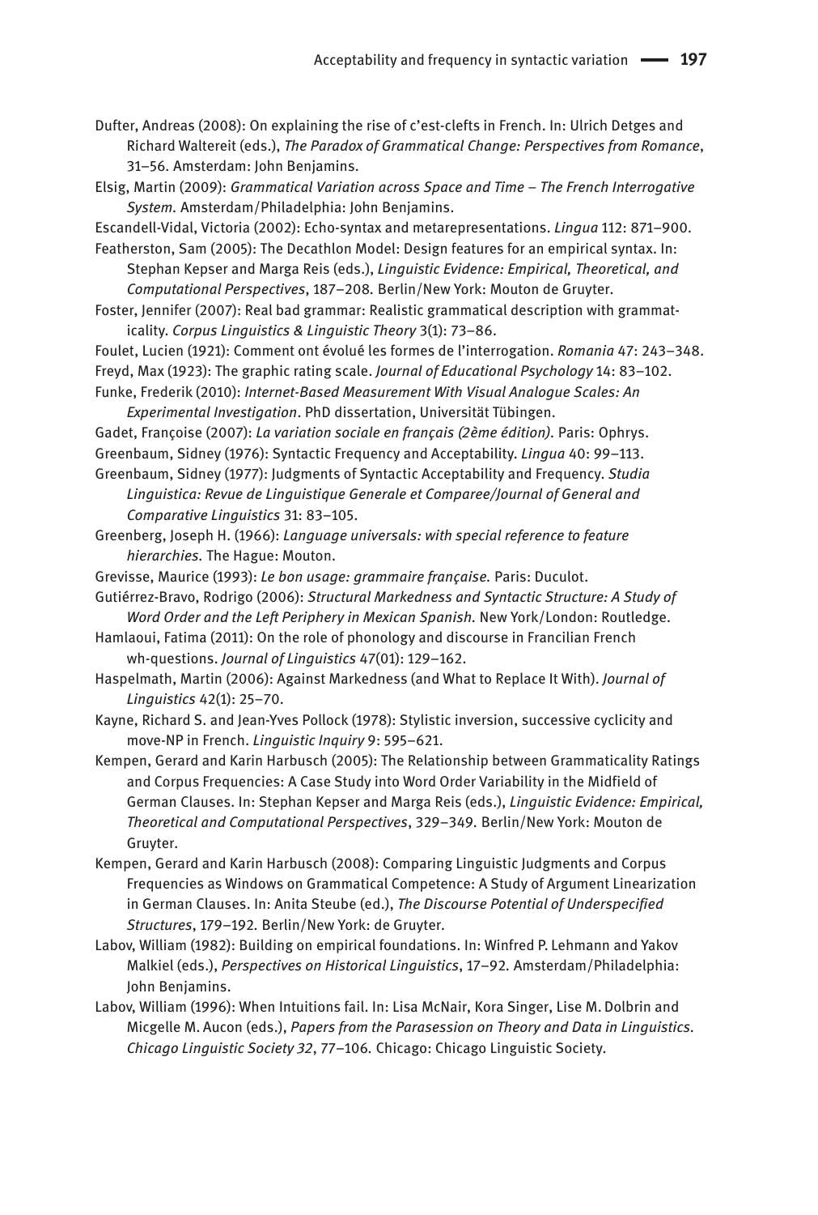Dufter, Andreas (2008): On explaining the rise of c'est-clefts in French. In: Ulrich Detges and Richard Waltereit (eds.), *The Paradox of Grammatical Change: Perspectives from Romance*, 31–56. Amsterdam: John Benjamins.

Elsig, Martin (2009): *Grammatical Variation across Space and Time – The French Interrogative System*. Amsterdam/Philadelphia: John Benjamins.

Escandell-Vidal, Victoria (2002): Echo-syntax and metarepresentations. *Lingua* 112: 871–900.

Featherston, Sam (2005): The Decathlon Model: Design features for an empirical syntax. In: Stephan Kepser and Marga Reis (eds.), *Linguistic Evidence: Empirical, Theoretical, and Computational Perspectives*, 187–208. Berlin/New York: Mouton de Gruyter.

Foster, Jennifer (2007): Real bad grammar: Realistic grammatical description with grammaticality. *Corpus Linguistics & Linguistic Theory* 3(1): 73–86.

Foulet, Lucien (1921): Comment ont évolué les formes de l'interrogation. *Romania* 47: 243–348.

Freyd, Max (1923): The graphic rating scale. *Journal of Educational Psychology* 14: 83–102.

Funke, Frederik (2010): *Internet-Based Measurement With Visual Analogue Scales: An Experimental Investigation*. PhD dissertation, Universität Tübingen.

Gadet, Françoise (2007): *La variation sociale en français (2ème édition)*. Paris: Ophrys.

Greenbaum, Sidney (1976): Syntactic Frequency and Acceptability. *Lingua* 40: 99–113.

Greenbaum, Sidney (1977): Judgments of Syntactic Acceptability and Frequency. *Studia Linguistica: Revue de Linguistique Generale et Comparee/Journal of General and Comparative Linguistics* 31: 83–105.

Greenberg, Joseph H. (1966): *Language universals: with special reference to feature hierarchies*. The Hague: Mouton.

Grevisse, Maurice (1993): *Le bon usage: grammaire française.* Paris: Duculot.

Gutiérrez-Bravo, Rodrigo (2006): *Structural Markedness and Syntactic Structure: A Study of Word Order and the Left Periphery in Mexican Spanish*. New York/London: Routledge.

Hamlaoui, Fatima (2011): On the role of phonology and discourse in Francilian French wh-questions. *Journal of Linguistics* 47(01): 129–162.

Haspelmath, Martin (2006): Against Markedness (and What to Replace It With). *Journal of Linguistics* 42(1): 25–70.

Kayne, Richard S. and Jean-Yves Pollock (1978): Stylistic inversion, successive cyclicity and move-NP in French. *Linguistic Inquiry* 9: 595–621.

Kempen, Gerard and Karin Harbusch (2005): The Relationship between Grammaticality Ratings and Corpus Frequencies: A Case Study into Word Order Variability in the Midfield of German Clauses. In: Stephan Kepser and Marga Reis (eds.), *Linguistic Evidence: Empirical, Theoretical and Computational Perspectives*, 329–349. Berlin/New York: Mouton de Gruyter.

Kempen, Gerard and Karin Harbusch (2008): Comparing Linguistic Judgments and Corpus Frequencies as Windows on Grammatical Competence: A Study of Argument Linearization in German Clauses. In: Anita Steube (ed.), *The Discourse Potential of Underspecified Structures*, 179–192. Berlin/New York: de Gruyter.

Labov, William (1982): Building on empirical foundations. In: Winfred P. Lehmann and Yakov Malkiel (eds.), *Perspectives on Historical Linguistics*, 17–92. Amsterdam/Philadelphia: John Benjamins.

Labov, William (1996): When Intuitions fail. In: Lisa McNair, Kora Singer, Lise M. Dolbrin and Micgelle M. Aucon (eds.), *Papers from the Parasession on Theory and Data in Linguistics. Chicago Linguistic Society 32*, 77–106. Chicago: Chicago Linguistic Society.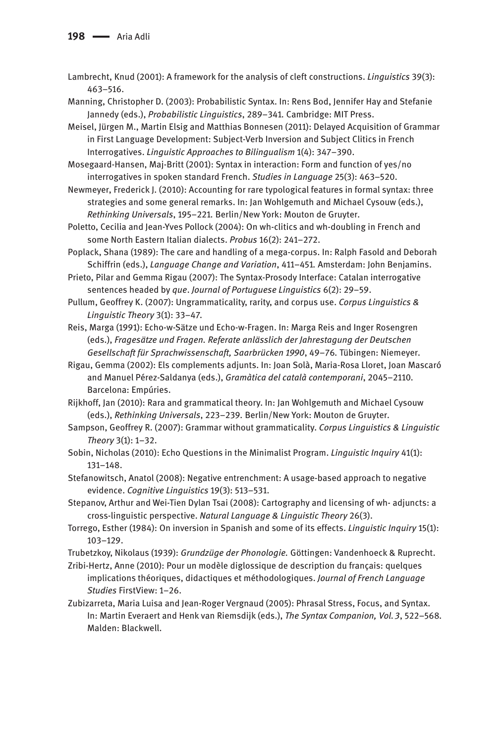Lambrecht, Knud (2001): A framework for the analysis of cleft constructions. *Linguistics* 39(3): 463–516.

Manning, Christopher D. (2003): Probabilistic Syntax. In: Rens Bod, Jennifer Hay and Stefanie Jannedy (eds.), *Probabilistic Linguistics*, 289–341. Cambridge: MIT Press.

Meisel, Jürgen M., Martin Elsig and Matthias Bonnesen (2011): Delayed Acquisition of Grammar in First Language Development: Subject-Verb Inversion and Subject Clitics in French Interrogatives. *Linguistic Approaches to Bilingualism* 1(4): 347–390.

Mosegaard-Hansen, Maj-Britt (2001): Syntax in interaction: Form and function of yes/no interrogatives in spoken standard French. *Studies in Language* 25(3): 463–520.

Newmeyer, Frederick J. (2010): Accounting for rare typological features in formal syntax: three strategies and some general remarks. In: Jan Wohlgemuth and Michael Cysouw (eds.), *Rethinking Universals*, 195–221. Berlin/New York: Mouton de Gruyter.

Poletto, Cecilia and Jean-Yves Pollock (2004): On wh-clitics and wh-doubling in French and some North Eastern Italian dialects. *Probus* 16(2): 241–272.

Poplack, Shana (1989): The care and handling of a mega-corpus. In: Ralph Fasold and Deborah Schiffrin (eds.), *Language Change and Variation*, 411–451. Amsterdam: John Benjamins.

Prieto, Pilar and Gemma Rigau (2007): The Syntax-Prosody Interface: Catalan interrogative sentences headed by *que*. *Journal of Portuguese Linguistics* 6(2): 29–59.

Pullum, Geoffrey K. (2007): Ungrammaticality, rarity, and corpus use. *Corpus Linguistics & Linguistic Theory* 3(1): 33–47.

Reis, Marga (1991): Echo-w-Sätze und Echo-w-Fragen. In: Marga Reis and Inger Rosengren (eds.), *Fragesätze und Fragen. Referate anlässlich der Jahrestagung der Deutschen Gesellschaft für Sprachwissenschaft, Saarbrücken 1990*, 49–76. Tübingen: Niemeyer.

Rigau, Gemma (2002): Els complements adjunts. In: Joan Solà, Maria-Rosa Lloret, Joan Mascaró and Manuel Pérez-Saldanya (eds.), *Gramàtica del català contemporani*, 2045–2110. Barcelona: Empúries.

Rijkhoff, Jan (2010): Rara and grammatical theory. In: Jan Wohlgemuth and Michael Cysouw (eds.), *Rethinking Universals*, 223–239. Berlin/New York: Mouton de Gruyter.

Sampson, Geoffrey R. (2007): Grammar without grammaticality. *Corpus Linguistics & Linguistic Theory* 3(1): 1–32.

Sobin, Nicholas (2010): Echo Questions in the Minimalist Program. *Linguistic Inquiry* 41(1): 131–148.

Stefanowitsch, Anatol (2008): Negative entrenchment: A usage-based approach to negative evidence. *Cognitive Linguistics* 19(3): 513–531.

Stepanov, Arthur and Wei-Tien Dylan Tsai (2008): Cartography and licensing of wh- adjuncts: a cross-linguistic perspective. *Natural Language & Linguistic Theory* 26(3).

Torrego, Esther (1984): On inversion in Spanish and some of its effects. *Linguistic Inquiry* 15(1): 103–129.

Trubetzkoy, Nikolaus (1939): *Grundzüge der Phonologie.* Göttingen: Vandenhoeck & Ruprecht.

Zribi-Hertz, Anne (2010): Pour un modèle diglossique de description du français: quelques implications théoriques, didactiques et méthodologiques. *Journal of French Language Studies* FirstView: 1–26.

Zubizarreta, Maria Luisa and Jean-Roger Vergnaud (2005): Phrasal Stress, Focus, and Syntax. In: Martin Everaert and Henk van Riemsdijk (eds.), *The Syntax Companion, Vol. 3*, 522–568. Malden: Blackwell.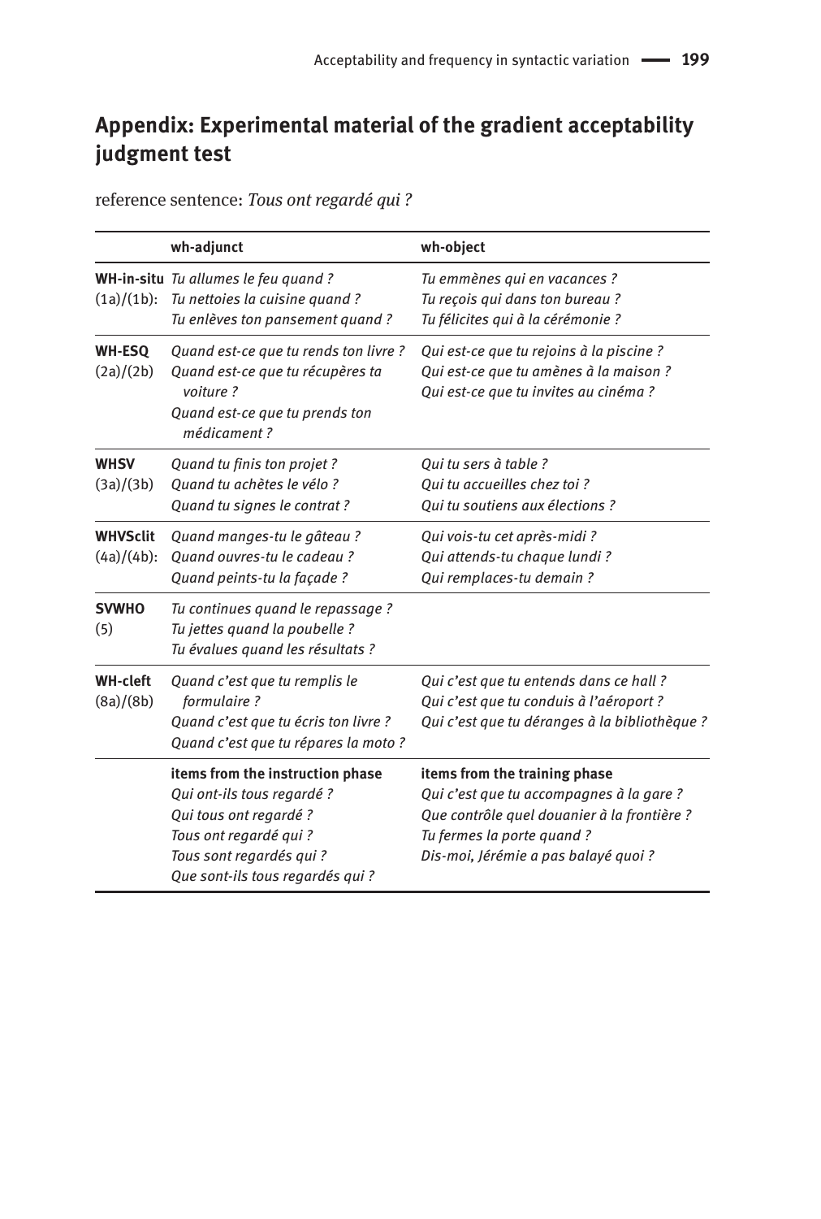## Appendix: Experimental material of the gradient acceptability judgment test

reference sentence: *Tous ont regardé qui ?*

| | wh-adjunct | wh-object |
|---|---|---|
| **WH-in-situ** (1a)/(1b): | *Tu allumes le feu quand ?*<br>*Tu nettoies la cuisine quand ?*<br>*Tu enlèves ton pansement quand ?* | *Tu emmènes qui en vacances ?*<br>*Tu reçois qui dans ton bureau ?*<br>*Tu félicites qui à la cérémonie ?* |
| **WH-ESQ** (2a)/(2b) | *Quand est-ce que tu rends ton livre ?*<br>*Quand est-ce que tu récupères ta voiture ?*<br>*Quand est-ce que tu prends ton médicament ?* | *Qui est-ce que tu rejoins à la piscine ?*<br>*Qui est-ce que tu amènes à la maison ?*<br>*Qui est-ce que tu invites au cinéma ?* |
| **WHSV** (3a)/(3b) | *Quand tu finis ton projet ?*<br>*Quand tu achètes le vélo ?*<br>*Quand tu signes le contrat ?* | *Qui tu sers à table ?*<br>*Qui tu accueilles chez toi ?*<br>*Qui tu soutiens aux élections ?* |
| **WHVSclit** (4a)/(4b): | *Quand manges-tu le gâteau ?*<br>*Quand ouvres-tu le cadeau ?*<br>*Quand peints-tu la façade ?* | *Qui vois-tu cet après-midi ?*<br>*Qui attends-tu chaque lundi ?*<br>*Qui remplaces-tu demain ?* |
| **SVWHO** (5) | *Tu continues quand le repassage ?*<br>*Tu jettes quand la poubelle ?*<br>*Tu évalues quand les résultats ?* | |
| **WH-cleft** (8a)/(8b) | *Quand c'est que tu remplis le formulaire ?*<br>*Quand c'est que tu écris ton livre ?*<br>*Quand c'est que tu répares la moto ?* | *Qui c'est que tu entends dans ce hall ?*<br>*Qui c'est que tu conduis à l'aéroport ?*<br>*Qui c'est que tu déranges à la bibliothèque ?* |
| | **items from the instruction phase**<br>*Qui ont-ils tous regardé ?*<br>*Qui tous ont regardé ?*<br>*Tous ont regardé qui ?*<br>*Tous sont regardés qui ?*<br>*Que sont-ils tous regardés qui ?* | **items from the training phase**<br>*Qui c'est que tu accompagnes à la gare ?*<br>*Que contrôle quel douanier à la frontière ?*<br>*Tu fermes la porte quand ?*<br>*Dis-moi, Jérémie a pas balayé quoi ?* |